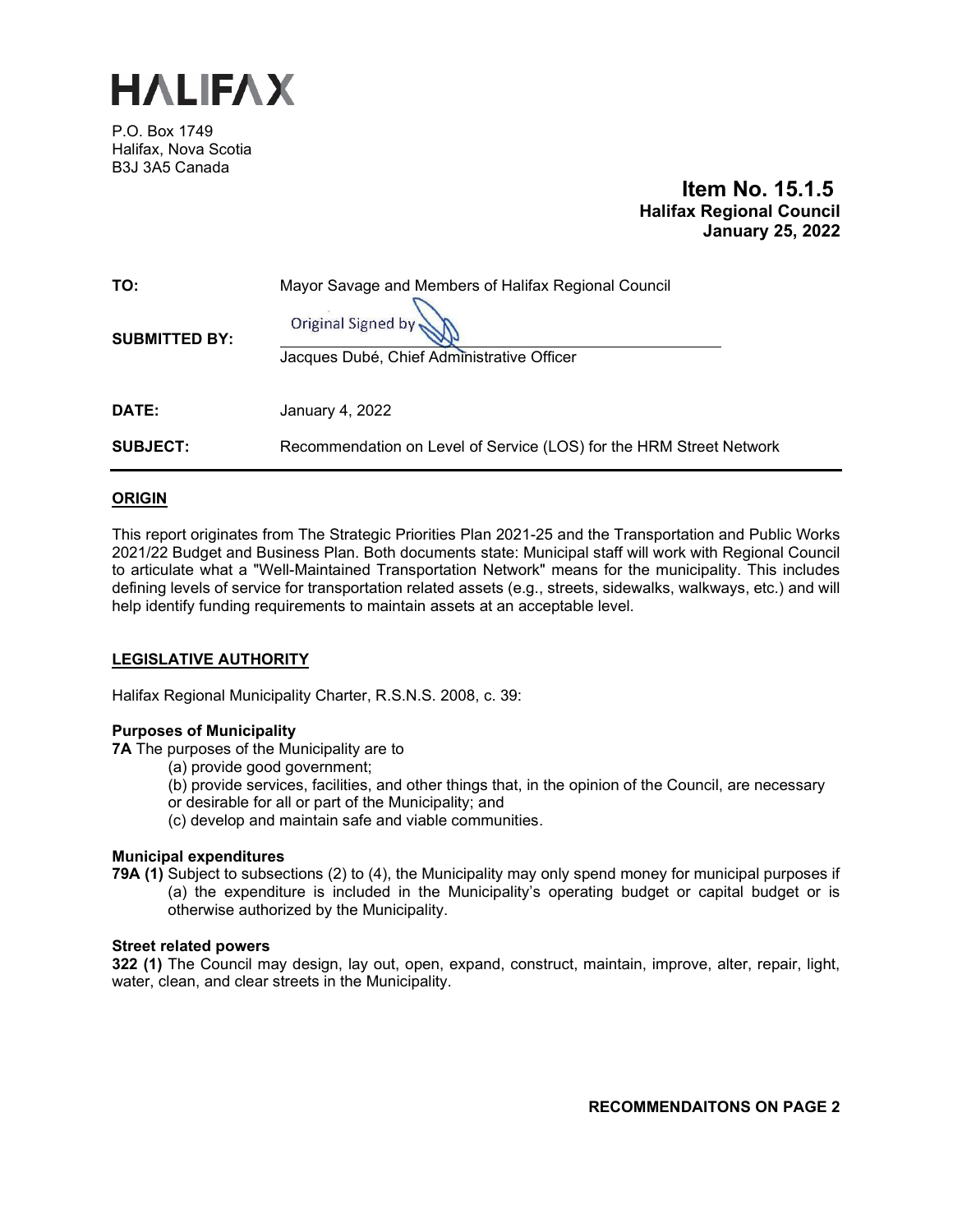# HALIFAX

P.O. Box 1749
Halifax, Nova Scotia
B3J 3A5 Canada

**Item No. 15.1.5**
**Halifax Regional Council**
**January 25, 2022**

| | |
|---|---|
| **TO:** | Mayor Savage and Members of Halifax Regional Council |
| **SUBMITTED BY:** | Original Signed by<br>Jacques Dubé, Chief Administrative Officer |
| **DATE:** | January 4, 2022 |
| **SUBJECT:** | Recommendation on Level of Service (LOS) for the HRM Street Network |

## ORIGIN

This report originates from The Strategic Priorities Plan 2021-25 and the Transportation and Public Works 2021/22 Budget and Business Plan. Both documents state: Municipal staff will work with Regional Council to articulate what a "Well-Maintained Transportation Network" means for the municipality. This includes defining levels of service for transportation related assets (e.g., streets, sidewalks, walkways, etc.) and will help identify funding requirements to maintain assets at an acceptable level.

## LEGISLATIVE AUTHORITY

Halifax Regional Municipality Charter, R.S.N.S. 2008, c. 39:

**Purposes of Municipality**

**7A** The purposes of the Municipality are to

(a) provide good government;

(b) provide services, facilities, and other things that, in the opinion of the Council, are necessary or desirable for all or part of the Municipality; and

(c) develop and maintain safe and viable communities.

**Municipal expenditures**

**79A (1)** Subject to subsections (2) to (4), the Municipality may only spend money for municipal purposes if

(a) the expenditure is included in the Municipality's operating budget or capital budget or is otherwise authorized by the Municipality.

**Street related powers**

**322 (1)** The Council may design, lay out, open, expand, construct, maintain, improve, alter, repair, light, water, clean, and clear streets in the Municipality.

**RECOMMENDAITONS ON PAGE 2**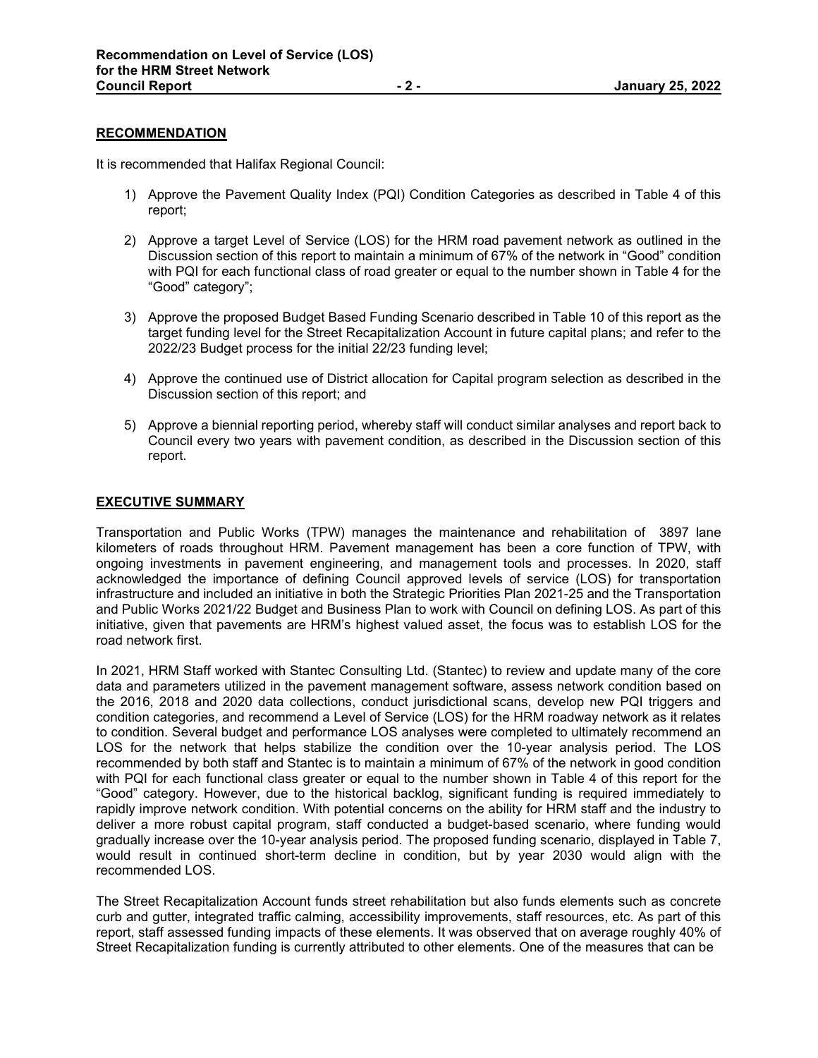## RECOMMENDATION

It is recommended that Halifax Regional Council:

1) Approve the Pavement Quality Index (PQI) Condition Categories as described in Table 4 of this report;

2) Approve a target Level of Service (LOS) for the HRM road pavement network as outlined in the Discussion section of this report to maintain a minimum of 67% of the network in "Good" condition with PQI for each functional class of road greater or equal to the number shown in Table 4 for the "Good" category";

3) Approve the proposed Budget Based Funding Scenario described in Table 10 of this report as the target funding level for the Street Recapitalization Account in future capital plans; and refer to the 2022/23 Budget process for the initial 22/23 funding level;

4) Approve the continued use of District allocation for Capital program selection as described in the Discussion section of this report; and

5) Approve a biennial reporting period, whereby staff will conduct similar analyses and report back to Council every two years with pavement condition, as described in the Discussion section of this report.

## EXECUTIVE SUMMARY

Transportation and Public Works (TPW) manages the maintenance and rehabilitation of 3897 lane kilometers of roads throughout HRM. Pavement management has been a core function of TPW, with ongoing investments in pavement engineering, and management tools and processes. In 2020, staff acknowledged the importance of defining Council approved levels of service (LOS) for transportation infrastructure and included an initiative in both the Strategic Priorities Plan 2021-25 and the Transportation and Public Works 2021/22 Budget and Business Plan to work with Council on defining LOS. As part of this initiative, given that pavements are HRM's highest valued asset, the focus was to establish LOS for the road network first.

In 2021, HRM Staff worked with Stantec Consulting Ltd. (Stantec) to review and update many of the core data and parameters utilized in the pavement management software, assess network condition based on the 2016, 2018 and 2020 data collections, conduct jurisdictional scans, develop new PQI triggers and condition categories, and recommend a Level of Service (LOS) for the HRM roadway network as it relates to condition. Several budget and performance LOS analyses were completed to ultimately recommend an LOS for the network that helps stabilize the condition over the 10-year analysis period. The LOS recommended by both staff and Stantec is to maintain a minimum of 67% of the network in good condition with PQI for each functional class greater or equal to the number shown in Table 4 of this report for the "Good" category. However, due to the historical backlog, significant funding is required immediately to rapidly improve network condition. With potential concerns on the ability for HRM staff and the industry to deliver a more robust capital program, staff conducted a budget-based scenario, where funding would gradually increase over the 10-year analysis period. The proposed funding scenario, displayed in Table 7, would result in continued short-term decline in condition, but by year 2030 would align with the recommended LOS.

The Street Recapitalization Account funds street rehabilitation but also funds elements such as concrete curb and gutter, integrated traffic calming, accessibility improvements, staff resources, etc. As part of this report, staff assessed funding impacts of these elements. It was observed that on average roughly 40% of Street Recapitalization funding is currently attributed to other elements. One of the measures that can be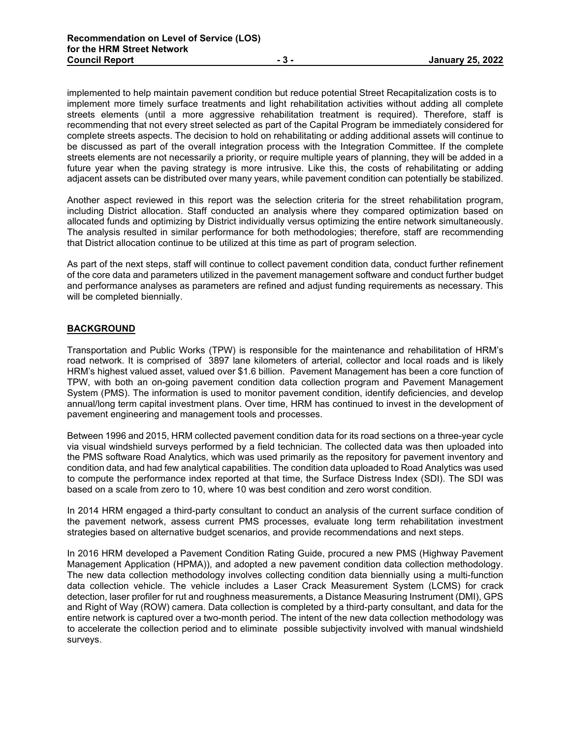implemented to help maintain pavement condition but reduce potential Street Recapitalization costs is to implement more timely surface treatments and light rehabilitation activities without adding all complete streets elements (until a more aggressive rehabilitation treatment is required). Therefore, staff is recommending that not every street selected as part of the Capital Program be immediately considered for complete streets aspects. The decision to hold on rehabilitating or adding additional assets will continue to be discussed as part of the overall integration process with the Integration Committee. If the complete streets elements are not necessarily a priority, or require multiple years of planning, they will be added in a future year when the paving strategy is more intrusive. Like this, the costs of rehabilitating or adding adjacent assets can be distributed over many years, while pavement condition can potentially be stabilized.

Another aspect reviewed in this report was the selection criteria for the street rehabilitation program, including District allocation. Staff conducted an analysis where they compared optimization based on allocated funds and optimizing by District individually versus optimizing the entire network simultaneously. The analysis resulted in similar performance for both methodologies; therefore, staff are recommending that District allocation continue to be utilized at this time as part of program selection.

As part of the next steps, staff will continue to collect pavement condition data, conduct further refinement of the core data and parameters utilized in the pavement management software and conduct further budget and performance analyses as parameters are refined and adjust funding requirements as necessary. This will be completed biennially.

## BACKGROUND

Transportation and Public Works (TPW) is responsible for the maintenance and rehabilitation of HRM's road network. It is comprised of 3897 lane kilometers of arterial, collector and local roads and is likely HRM's highest valued asset, valued over $1.6 billion. Pavement Management has been a core function of TPW, with both an on-going pavement condition data collection program and Pavement Management System (PMS). The information is used to monitor pavement condition, identify deficiencies, and develop annual/long term capital investment plans. Over time, HRM has continued to invest in the development of pavement engineering and management tools and processes.

Between 1996 and 2015, HRM collected pavement condition data for its road sections on a three-year cycle via visual windshield surveys performed by a field technician. The collected data was then uploaded into the PMS software Road Analytics, which was used primarily as the repository for pavement inventory and condition data, and had few analytical capabilities. The condition data uploaded to Road Analytics was used to compute the performance index reported at that time, the Surface Distress Index (SDI). The SDI was based on a scale from zero to 10, where 10 was best condition and zero worst condition.

In 2014 HRM engaged a third-party consultant to conduct an analysis of the current surface condition of the pavement network, assess current PMS processes, evaluate long term rehabilitation investment strategies based on alternative budget scenarios, and provide recommendations and next steps.

In 2016 HRM developed a Pavement Condition Rating Guide, procured a new PMS (Highway Pavement Management Application (HPMA)), and adopted a new pavement condition data collection methodology. The new data collection methodology involves collecting condition data biennially using a multi-function data collection vehicle. The vehicle includes a Laser Crack Measurement System (LCMS) for crack detection, laser profiler for rut and roughness measurements, a Distance Measuring Instrument (DMI), GPS and Right of Way (ROW) camera. Data collection is completed by a third-party consultant, and data for the entire network is captured over a two-month period. The intent of the new data collection methodology was to accelerate the collection period and to eliminate possible subjectivity involved with manual windshield surveys.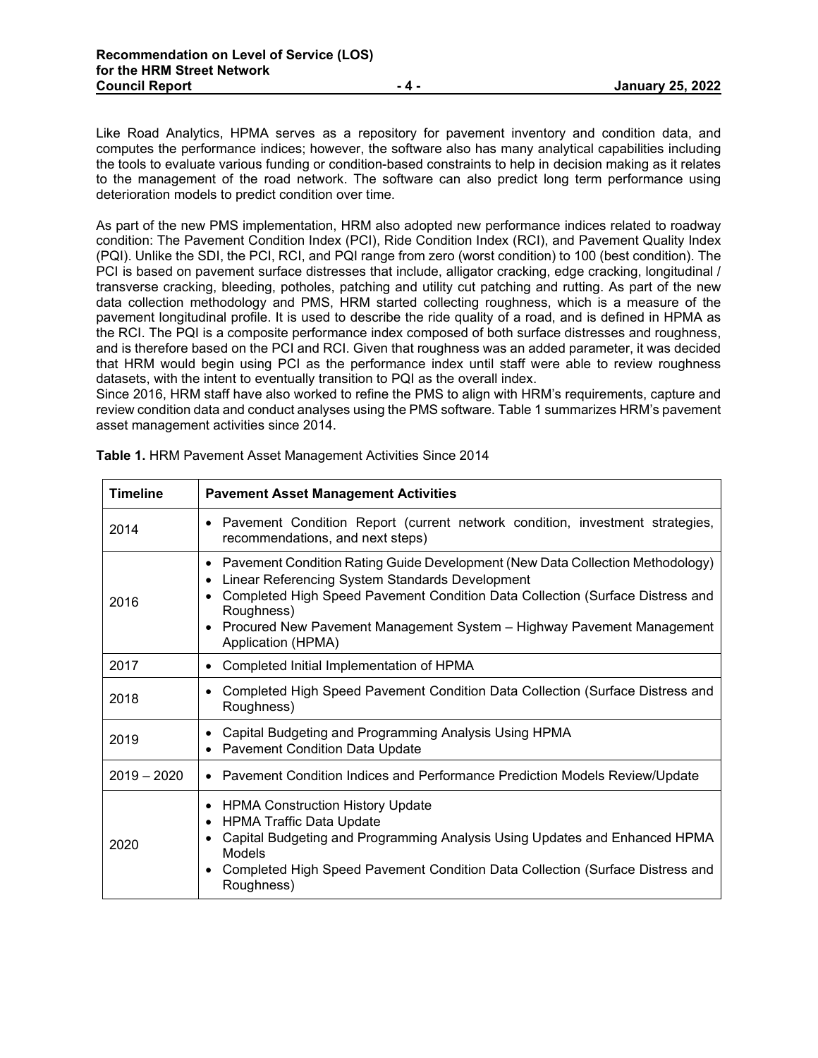Like Road Analytics, HPMA serves as a repository for pavement inventory and condition data, and computes the performance indices; however, the software also has many analytical capabilities including the tools to evaluate various funding or condition-based constraints to help in decision making as it relates to the management of the road network. The software can also predict long term performance using deterioration models to predict condition over time.

As part of the new PMS implementation, HRM also adopted new performance indices related to roadway condition: The Pavement Condition Index (PCI), Ride Condition Index (RCI), and Pavement Quality Index (PQI). Unlike the SDI, the PCI, RCI, and PQI range from zero (worst condition) to 100 (best condition). The PCI is based on pavement surface distresses that include, alligator cracking, edge cracking, longitudinal / transverse cracking, bleeding, potholes, patching and utility cut patching and rutting. As part of the new data collection methodology and PMS, HRM started collecting roughness, which is a measure of the pavement longitudinal profile. It is used to describe the ride quality of a road, and is defined in HPMA as the RCI. The PQI is a composite performance index composed of both surface distresses and roughness, and is therefore based on the PCI and RCI. Given that roughness was an added parameter, it was decided that HRM would begin using PCI as the performance index until staff were able to review roughness datasets, with the intent to eventually transition to PQI as the overall index.

Since 2016, HRM staff have also worked to refine the PMS to align with HRM's requirements, capture and review condition data and conduct analyses using the PMS software. Table 1 summarizes HRM's pavement asset management activities since 2014.

**Table 1.** HRM Pavement Asset Management Activities Since 2014

| Timeline | Pavement Asset Management Activities |
|---|---|
| 2014 | • Pavement Condition Report (current network condition, investment strategies, recommendations, and next steps) |
| 2016 | • Pavement Condition Rating Guide Development (New Data Collection Methodology)<br>• Linear Referencing System Standards Development<br>• Completed High Speed Pavement Condition Data Collection (Surface Distress and Roughness)<br>• Procured New Pavement Management System – Highway Pavement Management Application (HPMA) |
| 2017 | • Completed Initial Implementation of HPMA |
| 2018 | • Completed High Speed Pavement Condition Data Collection (Surface Distress and Roughness) |
| 2019 | • Capital Budgeting and Programming Analysis Using HPMA<br>• Pavement Condition Data Update |
| 2019 – 2020 | • Pavement Condition Indices and Performance Prediction Models Review/Update |
| 2020 | • HPMA Construction History Update<br>• HPMA Traffic Data Update<br>• Capital Budgeting and Programming Analysis Using Updates and Enhanced HPMA Models<br>• Completed High Speed Pavement Condition Data Collection (Surface Distress and Roughness) |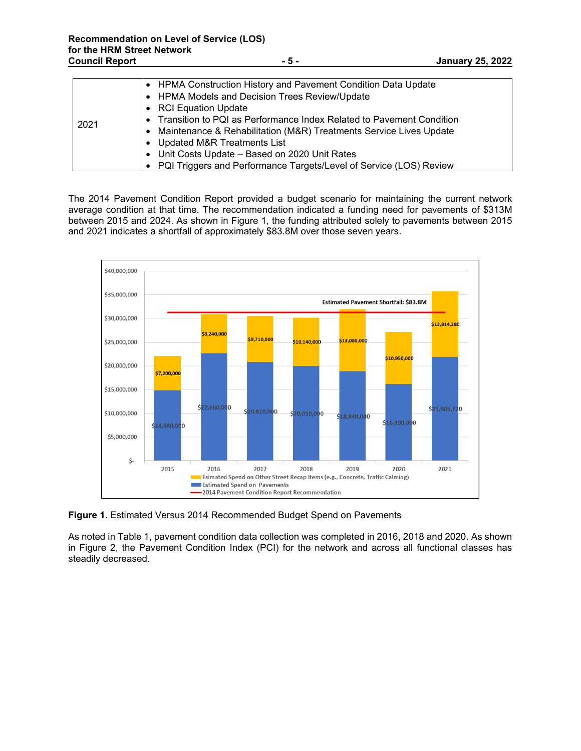| 2021 | • HPMA Construction History and Pavement Condition Data Update<br>• HPMA Models and Decision Trees Review/Update<br>• RCI Equation Update<br>• Transition to PQI as Performance Index Related to Pavement Condition<br>• Maintenance & Rehabilitation (M&R) Treatments Service Lives Update<br>• Updated M&R Treatments List<br>• Unit Costs Update – Based on 2020 Unit Rates<br>• PQI Triggers and Performance Targets/Level of Service (LOS) Review |
|---|---|

The 2014 Pavement Condition Report provided a budget scenario for maintaining the current network average condition at that time. The recommendation indicated a funding need for pavements of $313M between 2015 and 2024. As shown in Figure 1, the funding attributed solely to pavements between 2015 and 2021 indicates a shortfall of approximately $83.8M over those seven years.

| Year | Estimated Spend on Pavements | Esimated Spend on Other Street Recap Items (e.g., Concrete, Traffic Calming) |
|---|---|---|
| 2015 | $14,880,000 | $7,200,000 |
| 2016 | $22,660,000 | $8,240,000 |
| 2017 | $20,810,000 | $9,710,000 |
| 2018 | $20,010,000 | $10,140,000 |
| 2019 | $18,840,000 | $13,080,000 |
| 2020 | $16,190,000 | $10,950,000 |
| 2021 | $21,905,720 | $13,814,280 |

Estimated Pavement Shortfall: $83.8M

2014 Pavement Condition Report Recommendation

**Figure 1.** Estimated Versus 2014 Recommended Budget Spend on Pavements

As noted in Table 1, pavement condition data collection was completed in 2016, 2018 and 2020. As shown in Figure 2, the Pavement Condition Index (PCI) for the network and across all functional classes has steadily decreased.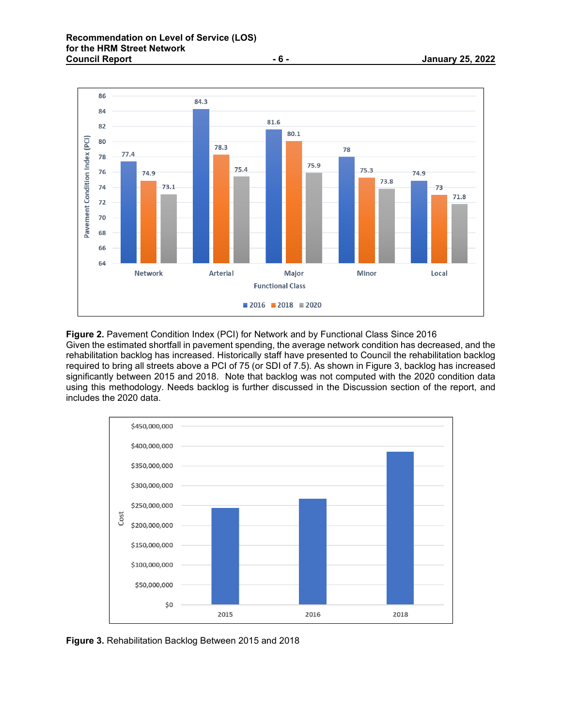**Figure 2.** Pavement Condition Index (PCI) for Network and by Functional Class Since 2016

Given the estimated shortfall in pavement spending, the average network condition has decreased, and the rehabilitation backlog has increased. Historically staff have presented to Council the rehabilitation backlog required to bring all streets above a PCI of 75 (or SDI of 7.5). As shown in Figure 3, backlog has increased significantly between 2015 and 2018. Note that backlog was not computed with the 2020 condition data using this methodology. Needs backlog is further discussed in the Discussion section of the report, and includes the 2020 data.

**Figure 3.** Rehabilitation Backlog Between 2015 and 2018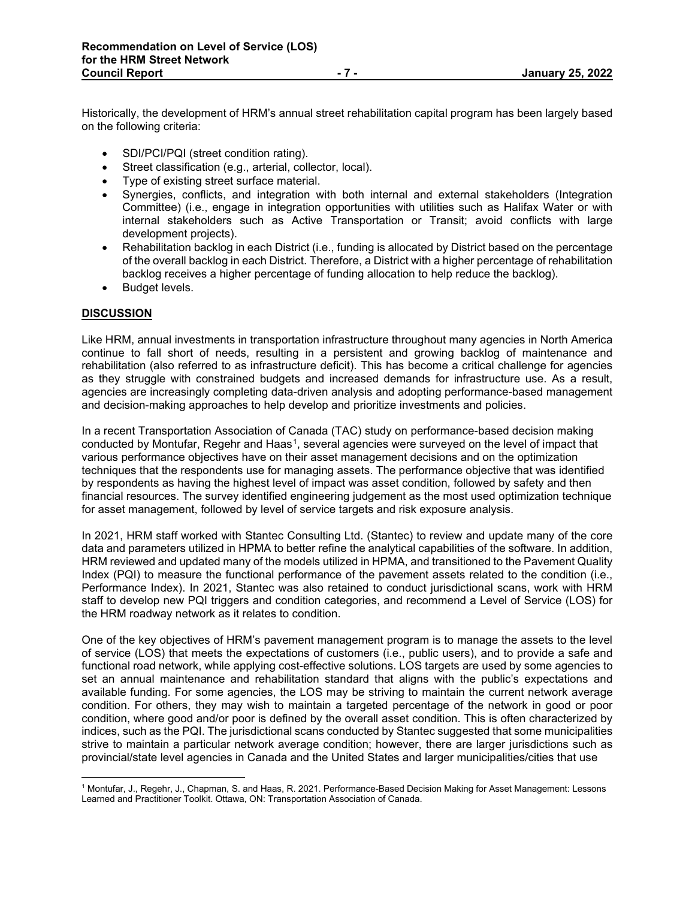Historically, the development of HRM's annual street rehabilitation capital program has been largely based on the following criteria:

- SDI/PCI/PQI (street condition rating).
- Street classification (e.g., arterial, collector, local).
- Type of existing street surface material.
- Synergies, conflicts, and integration with both internal and external stakeholders (Integration Committee) (i.e., engage in integration opportunities with utilities such as Halifax Water or with internal stakeholders such as Active Transportation or Transit; avoid conflicts with large development projects).
- Rehabilitation backlog in each District (i.e., funding is allocated by District based on the percentage of the overall backlog in each District. Therefore, a District with a higher percentage of rehabilitation backlog receives a higher percentage of funding allocation to help reduce the backlog).
- Budget levels.

## DISCUSSION

Like HRM, annual investments in transportation infrastructure throughout many agencies in North America continue to fall short of needs, resulting in a persistent and growing backlog of maintenance and rehabilitation (also referred to as infrastructure deficit). This has become a critical challenge for agencies as they struggle with constrained budgets and increased demands for infrastructure use. As a result, agencies are increasingly completing data-driven analysis and adopting performance-based management and decision-making approaches to help develop and prioritize investments and policies.

In a recent Transportation Association of Canada (TAC) study on performance-based decision making conducted by Montufar, Regehr and Haas[1], several agencies were surveyed on the level of impact that various performance objectives have on their asset management decisions and on the optimization techniques that the respondents use for managing assets. The performance objective that was identified by respondents as having the highest level of impact was asset condition, followed by safety and then financial resources. The survey identified engineering judgement as the most used optimization technique for asset management, followed by level of service targets and risk exposure analysis.

In 2021, HRM staff worked with Stantec Consulting Ltd. (Stantec) to review and update many of the core data and parameters utilized in HPMA to better refine the analytical capabilities of the software. In addition, HRM reviewed and updated many of the models utilized in HPMA, and transitioned to the Pavement Quality Index (PQI) to measure the functional performance of the pavement assets related to the condition (i.e., Performance Index). In 2021, Stantec was also retained to conduct jurisdictional scans, work with HRM staff to develop new PQI triggers and condition categories, and recommend a Level of Service (LOS) for the HRM roadway network as it relates to condition.

One of the key objectives of HRM's pavement management program is to manage the assets to the level of service (LOS) that meets the expectations of customers (i.e., public users), and to provide a safe and functional road network, while applying cost-effective solutions. LOS targets are used by some agencies to set an annual maintenance and rehabilitation standard that aligns with the public's expectations and available funding. For some agencies, the LOS may be striving to maintain the current network average condition. For others, they may wish to maintain a targeted percentage of the network in good or poor condition, where good and/or poor is defined by the overall asset condition. This is often characterized by indices, such as the PQI. The jurisdictional scans conducted by Stantec suggested that some municipalities strive to maintain a particular network average condition; however, there are larger jurisdictions such as provincial/state level agencies in Canada and the United States and larger municipalities/cities that use

[1] Montufar, J., Regehr, J., Chapman, S. and Haas, R. 2021. Performance-Based Decision Making for Asset Management: Lessons Learned and Practitioner Toolkit. Ottawa, ON: Transportation Association of Canada.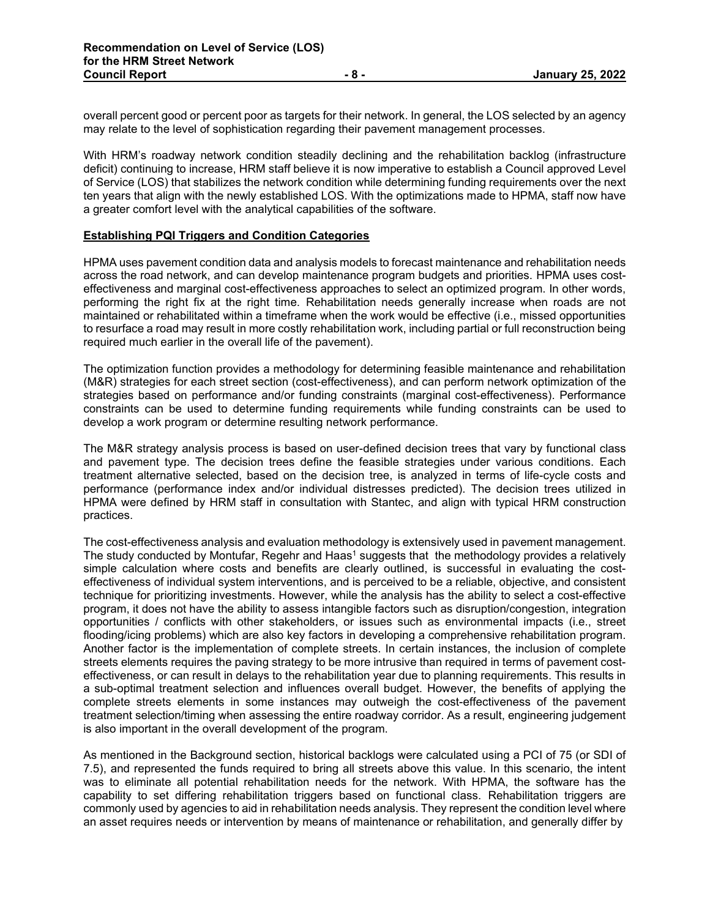overall percent good or percent poor as targets for their network. In general, the LOS selected by an agency may relate to the level of sophistication regarding their pavement management processes.

With HRM's roadway network condition steadily declining and the rehabilitation backlog (infrastructure deficit) continuing to increase, HRM staff believe it is now imperative to establish a Council approved Level of Service (LOS) that stabilizes the network condition while determining funding requirements over the next ten years that align with the newly established LOS. With the optimizations made to HPMA, staff now have a greater comfort level with the analytical capabilities of the software.

**Establishing PQI Triggers and Condition Categories**

HPMA uses pavement condition data and analysis models to forecast maintenance and rehabilitation needs across the road network, and can develop maintenance program budgets and priorities. HPMA uses cost-effectiveness and marginal cost-effectiveness approaches to select an optimized program. In other words, performing the right fix at the right time. Rehabilitation needs generally increase when roads are not maintained or rehabilitated within a timeframe when the work would be effective (i.e., missed opportunities to resurface a road may result in more costly rehabilitation work, including partial or full reconstruction being required much earlier in the overall life of the pavement).

The optimization function provides a methodology for determining feasible maintenance and rehabilitation (M&R) strategies for each street section (cost-effectiveness), and can perform network optimization of the strategies based on performance and/or funding constraints (marginal cost-effectiveness). Performance constraints can be used to determine funding requirements while funding constraints can be used to develop a work program or determine resulting network performance.

The M&R strategy analysis process is based on user-defined decision trees that vary by functional class and pavement type. The decision trees define the feasible strategies under various conditions. Each treatment alternative selected, based on the decision tree, is analyzed in terms of life-cycle costs and performance (performance index and/or individual distresses predicted). The decision trees utilized in HPMA were defined by HRM staff in consultation with Stantec, and align with typical HRM construction practices.

The cost-effectiveness analysis and evaluation methodology is extensively used in pavement management. The study conducted by Montufar, Regehr and Haas[1] suggests that the methodology provides a relatively simple calculation where costs and benefits are clearly outlined, is successful in evaluating the cost-effectiveness of individual system interventions, and is perceived to be a reliable, objective, and consistent technique for prioritizing investments. However, while the analysis has the ability to select a cost-effective program, it does not have the ability to assess intangible factors such as disruption/congestion, integration opportunities / conflicts with other stakeholders, or issues such as environmental impacts (i.e., street flooding/icing problems) which are also key factors in developing a comprehensive rehabilitation program. Another factor is the implementation of complete streets. In certain instances, the inclusion of complete streets elements requires the paving strategy to be more intrusive than required in terms of pavement cost-effectiveness, or can result in delays to the rehabilitation year due to planning requirements. This results in a sub-optimal treatment selection and influences overall budget. However, the benefits of applying the complete streets elements in some instances may outweigh the cost-effectiveness of the pavement treatment selection/timing when assessing the entire roadway corridor. As a result, engineering judgement is also important in the overall development of the program.

As mentioned in the Background section, historical backlogs were calculated using a PCI of 75 (or SDI of 7.5), and represented the funds required to bring all streets above this value. In this scenario, the intent was to eliminate all potential rehabilitation needs for the network. With HPMA, the software has the capability to set differing rehabilitation triggers based on functional class. Rehabilitation triggers are commonly used by agencies to aid in rehabilitation needs analysis. They represent the condition level where an asset requires needs or intervention by means of maintenance or rehabilitation, and generally differ by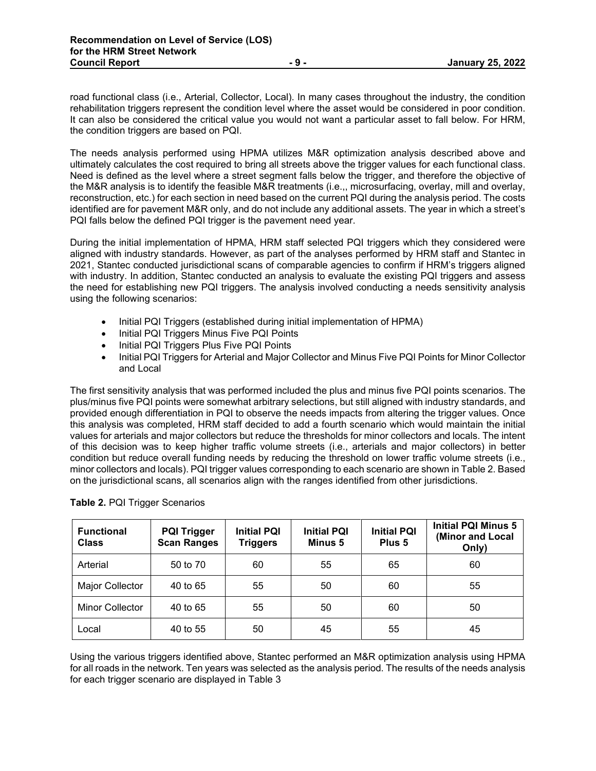road functional class (i.e., Arterial, Collector, Local). In many cases throughout the industry, the condition rehabilitation triggers represent the condition level where the asset would be considered in poor condition. It can also be considered the critical value you would not want a particular asset to fall below. For HRM, the condition triggers are based on PQI.

The needs analysis performed using HPMA utilizes M&R optimization analysis described above and ultimately calculates the cost required to bring all streets above the trigger values for each functional class. Need is defined as the level where a street segment falls below the trigger, and therefore the objective of the M&R analysis is to identify the feasible M&R treatments (i.e.,, microsurfacing, overlay, mill and overlay, reconstruction, etc.) for each section in need based on the current PQI during the analysis period. The costs identified are for pavement M&R only, and do not include any additional assets. The year in which a street's PQI falls below the defined PQI trigger is the pavement need year.

During the initial implementation of HPMA, HRM staff selected PQI triggers which they considered were aligned with industry standards. However, as part of the analyses performed by HRM staff and Stantec in 2021, Stantec conducted jurisdictional scans of comparable agencies to confirm if HRM's triggers aligned with industry. In addition, Stantec conducted an analysis to evaluate the existing PQI triggers and assess the need for establishing new PQI triggers. The analysis involved conducting a needs sensitivity analysis using the following scenarios:

- Initial PQI Triggers (established during initial implementation of HPMA)
- Initial PQI Triggers Minus Five PQI Points
- Initial PQI Triggers Plus Five PQI Points
- Initial PQI Triggers for Arterial and Major Collector and Minus Five PQI Points for Minor Collector and Local

The first sensitivity analysis that was performed included the plus and minus five PQI points scenarios. The plus/minus five PQI points were somewhat arbitrary selections, but still aligned with industry standards, and provided enough differentiation in PQI to observe the needs impacts from altering the trigger values. Once this analysis was completed, HRM staff decided to add a fourth scenario which would maintain the initial values for arterials and major collectors but reduce the thresholds for minor collectors and locals. The intent of this decision was to keep higher traffic volume streets (i.e., arterials and major collectors) in better condition but reduce overall funding needs by reducing the threshold on lower traffic volume streets (i.e., minor collectors and locals). PQI trigger values corresponding to each scenario are shown in Table 2. Based on the jurisdictional scans, all scenarios align with the ranges identified from other jurisdictions.

**Table 2.** PQI Trigger Scenarios

| Functional Class | PQI Trigger Scan Ranges | Initial PQI Triggers | Initial PQI Minus 5 | Initial PQI Plus 5 | Initial PQI Minus 5 (Minor and Local Only) |
|---|---|---|---|---|---|
| Arterial | 50 to 70 | 60 | 55 | 65 | 60 |
| Major Collector | 40 to 65 | 55 | 50 | 60 | 55 |
| Minor Collector | 40 to 65 | 55 | 50 | 60 | 50 |
| Local | 40 to 55 | 50 | 45 | 55 | 45 |

Using the various triggers identified above, Stantec performed an M&R optimization analysis using HPMA for all roads in the network. Ten years was selected as the analysis period. The results of the needs analysis for each trigger scenario are displayed in Table 3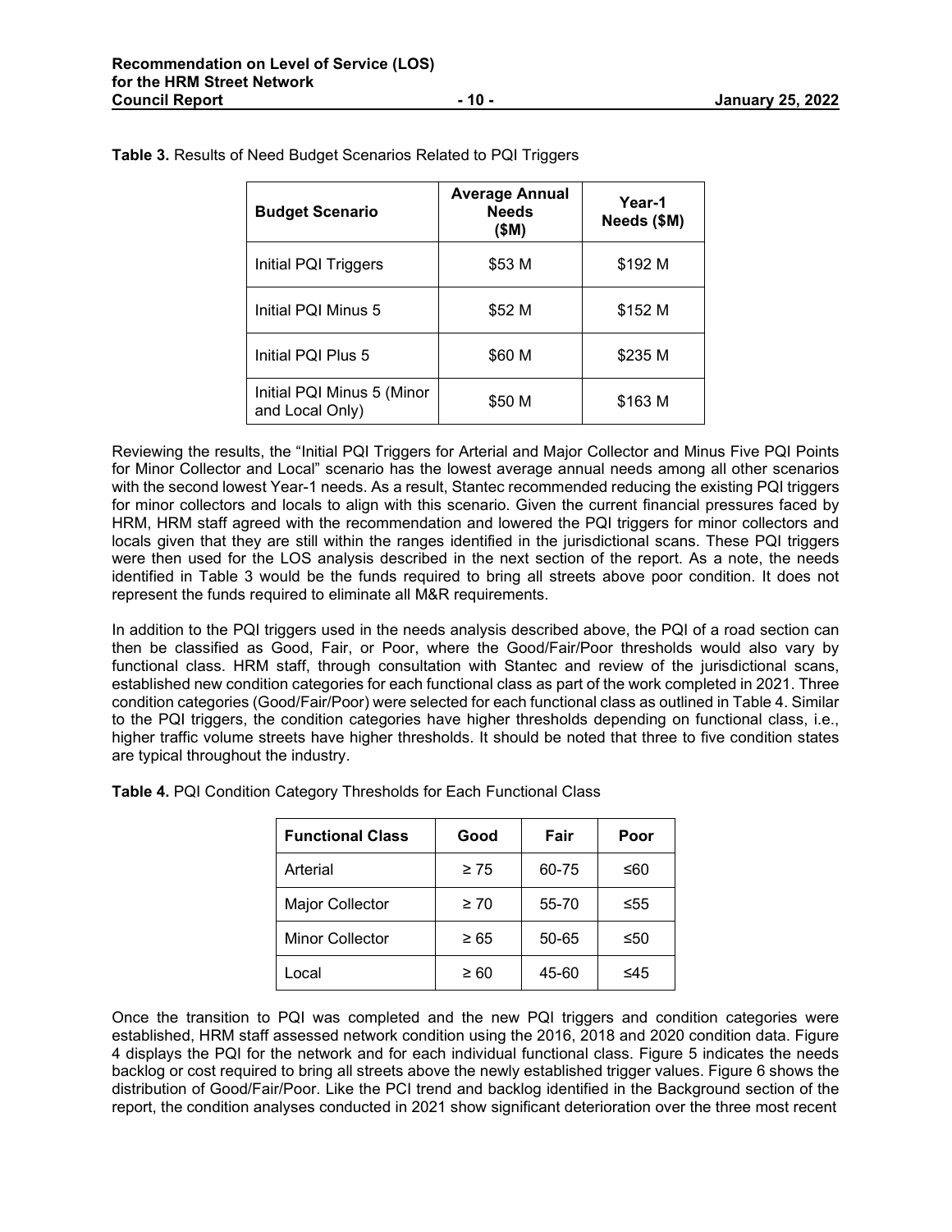**Table 3.** Results of Need Budget Scenarios Related to PQI Triggers

| Budget Scenario | Average Annual Needs ($M) | Year-1 Needs ($M) |
|---|---|---|
| Initial PQI Triggers | $53 M | $192 M |
| Initial PQI Minus 5 | $52 M | $152 M |
| Initial PQI Plus 5 | $60 M | $235 M |
| Initial PQI Minus 5 (Minor and Local Only) | $50 M | $163 M |

Reviewing the results, the "Initial PQI Triggers for Arterial and Major Collector and Minus Five PQI Points for Minor Collector and Local" scenario has the lowest average annual needs among all other scenarios with the second lowest Year-1 needs. As a result, Stantec recommended reducing the existing PQI triggers for minor collectors and locals to align with this scenario. Given the current financial pressures faced by HRM, HRM staff agreed with the recommendation and lowered the PQI triggers for minor collectors and locals given that they are still within the ranges identified in the jurisdictional scans. These PQI triggers were then used for the LOS analysis described in the next section of the report. As a note, the needs identified in Table 3 would be the funds required to bring all streets above poor condition. It does not represent the funds required to eliminate all M&R requirements.

In addition to the PQI triggers used in the needs analysis described above, the PQI of a road section can then be classified as Good, Fair, or Poor, where the Good/Fair/Poor thresholds would also vary by functional class. HRM staff, through consultation with Stantec and review of the jurisdictional scans, established new condition categories for each functional class as part of the work completed in 2021. Three condition categories (Good/Fair/Poor) were selected for each functional class as outlined in Table 4. Similar to the PQI triggers, the condition categories have higher thresholds depending on functional class, i.e., higher traffic volume streets have higher thresholds. It should be noted that three to five condition states are typical throughout the industry.

**Table 4.** PQI Condition Category Thresholds for Each Functional Class

| Functional Class | Good | Fair | Poor |
|---|---|---|---|
| Arterial | ≥ 75 | 60-75 | ≤60 |
| Major Collector | ≥ 70 | 55-70 | ≤55 |
| Minor Collector | ≥ 65 | 50-65 | ≤50 |
| Local | ≥ 60 | 45-60 | ≤45 |

Once the transition to PQI was completed and the new PQI triggers and condition categories were established, HRM staff assessed network condition using the 2016, 2018 and 2020 condition data. Figure 4 displays the PQI for the network and for each individual functional class. Figure 5 indicates the needs backlog or cost required to bring all streets above the newly established trigger values. Figure 6 shows the distribution of Good/Fair/Poor. Like the PCI trend and backlog identified in the Background section of the report, the condition analyses conducted in 2021 show significant deterioration over the three most recent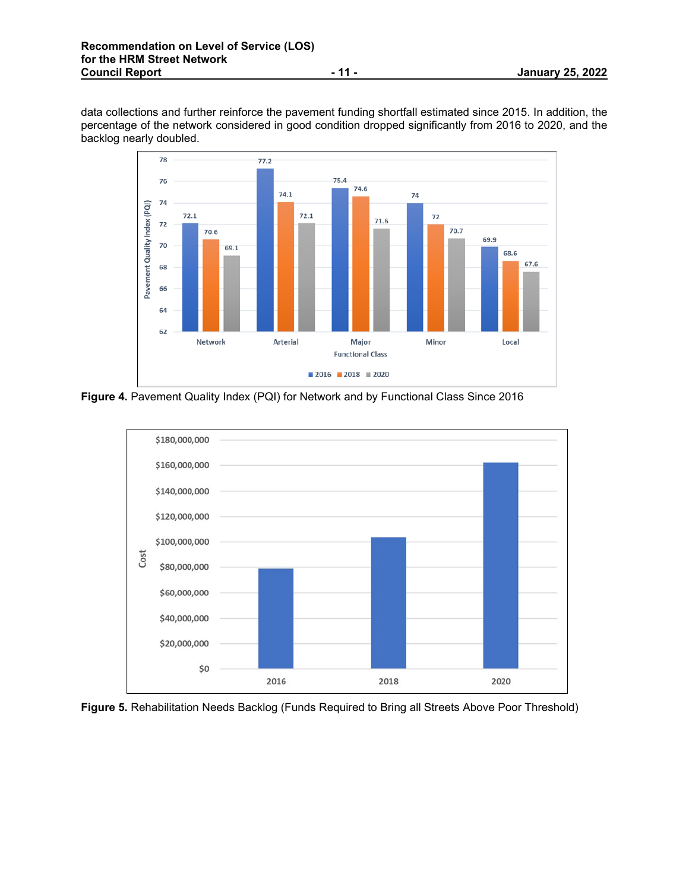data collections and further reinforce the pavement funding shortfall estimated since 2015. In addition, the percentage of the network considered in good condition dropped significantly from 2016 to 2020, and the backlog nearly doubled.

**Figure 4.** Pavement Quality Index (PQI) for Network and by Functional Class Since 2016

**Figure 5.** Rehabilitation Needs Backlog (Funds Required to Bring all Streets Above Poor Threshold)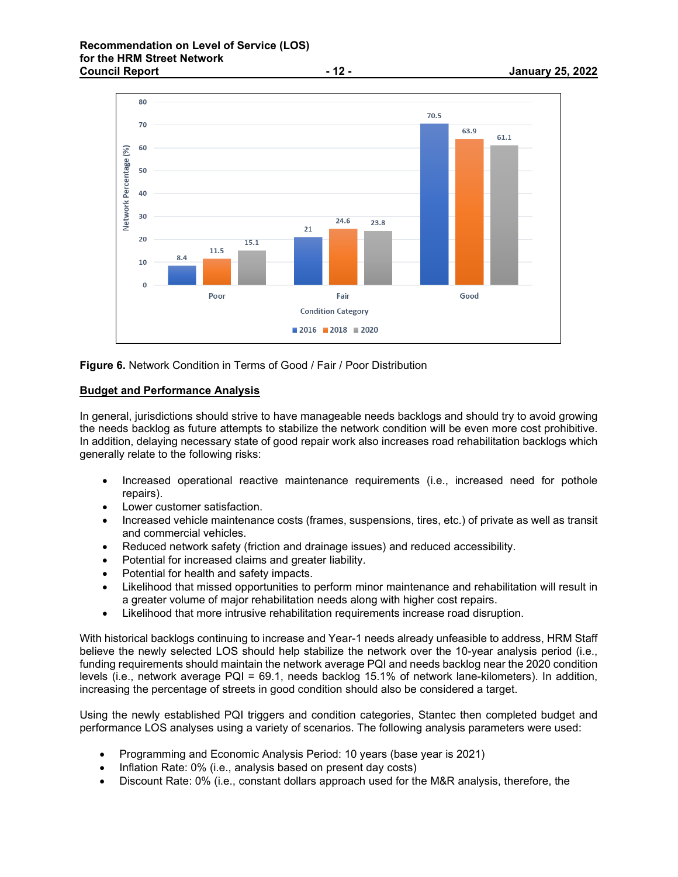Figure 6. Network Condition in Terms of Good / Fair / Poor Distribution

## Budget and Performance Analysis

In general, jurisdictions should strive to have manageable needs backlogs and should try to avoid growing the needs backlog as future attempts to stabilize the network condition will be even more cost prohibitive. In addition, delaying necessary state of good repair work also increases road rehabilitation backlogs which generally relate to the following risks:

- Increased operational reactive maintenance requirements (i.e., increased need for pothole repairs).
- Lower customer satisfaction.
- Increased vehicle maintenance costs (frames, suspensions, tires, etc.) of private as well as transit and commercial vehicles.
- Reduced network safety (friction and drainage issues) and reduced accessibility.
- Potential for increased claims and greater liability.
- Potential for health and safety impacts.
- Likelihood that missed opportunities to perform minor maintenance and rehabilitation will result in a greater volume of major rehabilitation needs along with higher cost repairs.
- Likelihood that more intrusive rehabilitation requirements increase road disruption.

With historical backlogs continuing to increase and Year-1 needs already unfeasible to address, HRM Staff believe the newly selected LOS should help stabilize the network over the 10-year analysis period (i.e., funding requirements should maintain the network average PQI and needs backlog near the 2020 condition levels (i.e., network average PQI = 69.1, needs backlog 15.1% of network lane-kilometers). In addition, increasing the percentage of streets in good condition should also be considered a target.

Using the newly established PQI triggers and condition categories, Stantec then completed budget and performance LOS analyses using a variety of scenarios. The following analysis parameters were used:

- Programming and Economic Analysis Period: 10 years (base year is 2021)
- Inflation Rate: 0% (i.e., analysis based on present day costs)
- Discount Rate: 0% (i.e., constant dollars approach used for the M&R analysis, therefore, the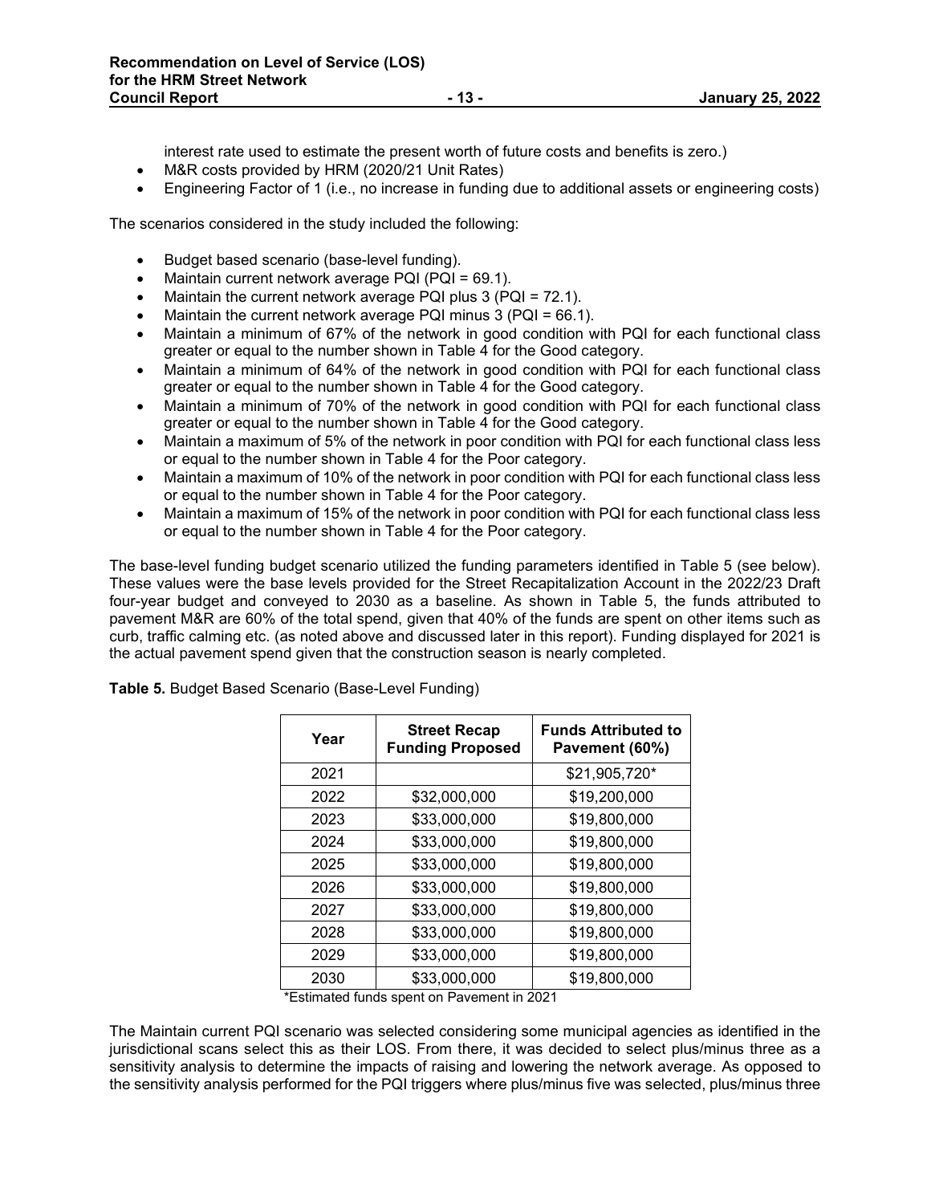interest rate used to estimate the present worth of future costs and benefits is zero.)

- M&R costs provided by HRM (2020/21 Unit Rates)
- Engineering Factor of 1 (i.e., no increase in funding due to additional assets or engineering costs)

The scenarios considered in the study included the following:

- Budget based scenario (base-level funding).
- Maintain current network average PQI (PQI = 69.1).
- Maintain the current network average PQI plus 3 (PQI = 72.1).
- Maintain the current network average PQI minus 3 (PQI = 66.1).
- Maintain a minimum of 67% of the network in good condition with PQI for each functional class greater or equal to the number shown in Table 4 for the Good category.
- Maintain a minimum of 64% of the network in good condition with PQI for each functional class greater or equal to the number shown in Table 4 for the Good category.
- Maintain a minimum of 70% of the network in good condition with PQI for each functional class greater or equal to the number shown in Table 4 for the Good category.
- Maintain a maximum of 5% of the network in poor condition with PQI for each functional class less or equal to the number shown in Table 4 for the Poor category.
- Maintain a maximum of 10% of the network in poor condition with PQI for each functional class less or equal to the number shown in Table 4 for the Poor category.
- Maintain a maximum of 15% of the network in poor condition with PQI for each functional class less or equal to the number shown in Table 4 for the Poor category.

The base-level funding budget scenario utilized the funding parameters identified in Table 5 (see below). These values were the base levels provided for the Street Recapitalization Account in the 2022/23 Draft four-year budget and conveyed to 2030 as a baseline. As shown in Table 5, the funds attributed to pavement M&R are 60% of the total spend, given that 40% of the funds are spent on other items such as curb, traffic calming etc. (as noted above and discussed later in this report). Funding displayed for 2021 is the actual pavement spend given that the construction season is nearly completed.

**Table 5.** Budget Based Scenario (Base-Level Funding)

| Year | Street Recap Funding Proposed | Funds Attributed to Pavement (60%) |
|---|---|---|
| 2021 | | $21,905,720* |
| 2022 | $32,000,000 | $19,200,000 |
| 2023 | $33,000,000 | $19,800,000 |
| 2024 | $33,000,000 | $19,800,000 |
| 2025 | $33,000,000 | $19,800,000 |
| 2026 | $33,000,000 | $19,800,000 |
| 2027 | $33,000,000 | $19,800,000 |
| 2028 | $33,000,000 | $19,800,000 |
| 2029 | $33,000,000 | $19,800,000 |
| 2030 | $33,000,000 | $19,800,000 |

*Estimated funds spent on Pavement in 2021

The Maintain current PQI scenario was selected considering some municipal agencies as identified in the jurisdictional scans select this as their LOS. From there, it was decided to select plus/minus three as a sensitivity analysis to determine the impacts of raising and lowering the network average. As opposed to the sensitivity analysis performed for the PQI triggers where plus/minus five was selected, plus/minus three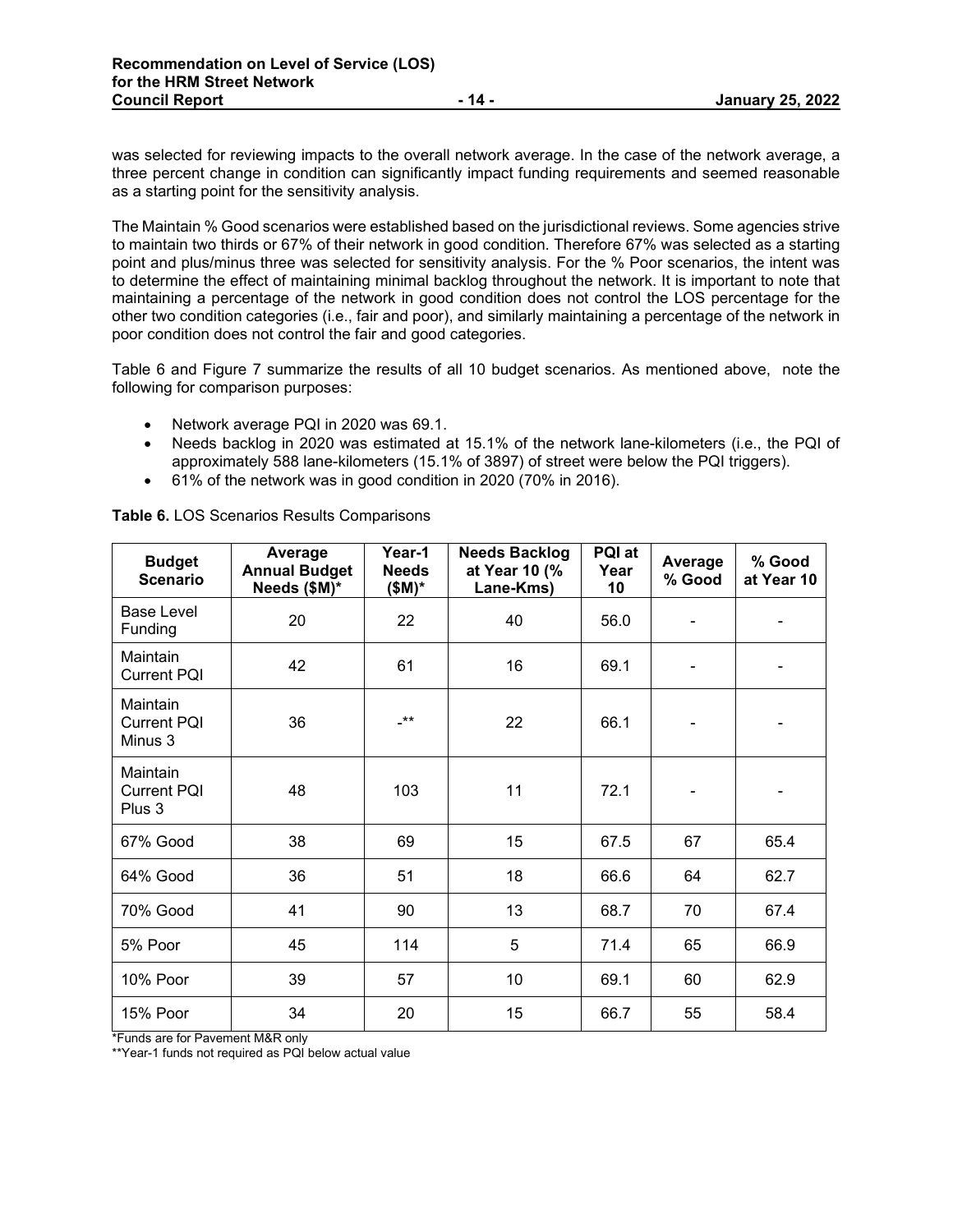was selected for reviewing impacts to the overall network average. In the case of the network average, a three percent change in condition can significantly impact funding requirements and seemed reasonable as a starting point for the sensitivity analysis.

The Maintain % Good scenarios were established based on the jurisdictional reviews. Some agencies strive to maintain two thirds or 67% of their network in good condition. Therefore 67% was selected as a starting point and plus/minus three was selected for sensitivity analysis. For the % Poor scenarios, the intent was to determine the effect of maintaining minimal backlog throughout the network. It is important to note that maintaining a percentage of the network in good condition does not control the LOS percentage for the other two condition categories (i.e., fair and poor), and similarly maintaining a percentage of the network in poor condition does not control the fair and good categories.

Table 6 and Figure 7 summarize the results of all 10 budget scenarios. As mentioned above, note the following for comparison purposes:

- Network average PQI in 2020 was 69.1.
- Needs backlog in 2020 was estimated at 15.1% of the network lane-kilometers (i.e., the PQI of approximately 588 lane-kilometers (15.1% of 3897) of street were below the PQI triggers).
- 61% of the network was in good condition in 2020 (70% in 2016).

**Table 6.** LOS Scenarios Results Comparisons

| Budget Scenario | Average Annual Budget Needs ($M)* | Year-1 Needs ($M)* | Needs Backlog at Year 10 (% Lane-Kms) | PQI at Year 10 | Average % Good | % Good at Year 10 |
|---|---|---|---|---|---|---|
| Base Level Funding | 20 | 22 | 40 | 56.0 | - | - |
| Maintain Current PQI | 42 | 61 | 16 | 69.1 | - | - |
| Maintain Current PQI Minus 3 | 36 | -** | 22 | 66.1 | - | - |
| Maintain Current PQI Plus 3 | 48 | 103 | 11 | 72.1 | - | - |
| 67% Good | 38 | 69 | 15 | 67.5 | 67 | 65.4 |
| 64% Good | 36 | 51 | 18 | 66.6 | 64 | 62.7 |
| 70% Good | 41 | 90 | 13 | 68.7 | 70 | 67.4 |
| 5% Poor | 45 | 114 | 5 | 71.4 | 65 | 66.9 |
| 10% Poor | 39 | 57 | 10 | 69.1 | 60 | 62.9 |
| 15% Poor | 34 | 20 | 15 | 66.7 | 55 | 58.4 |

*Funds are for Pavement M&R only

**Year-1 funds not required as PQI below actual value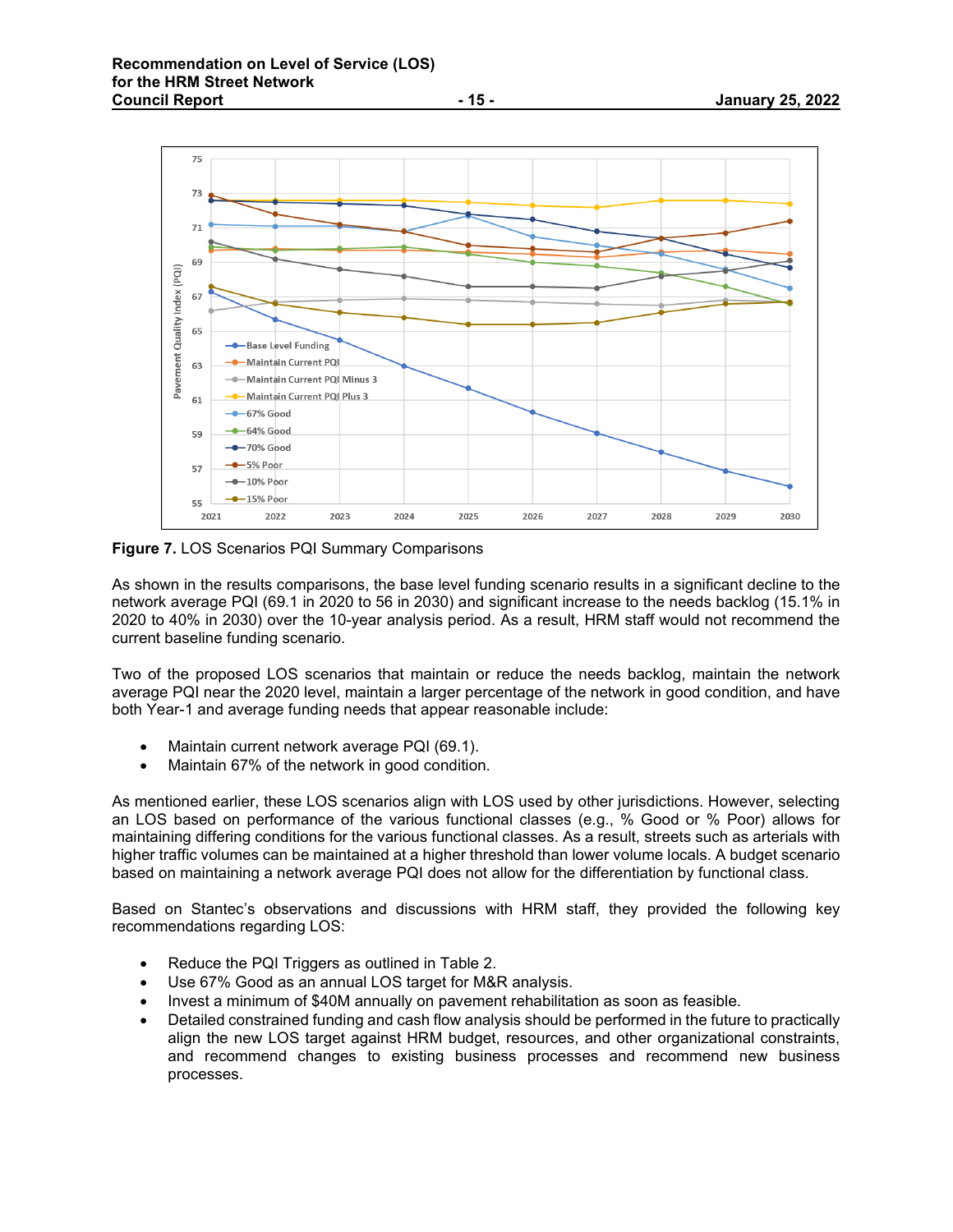**Figure 7.** LOS Scenarios PQI Summary Comparisons

As shown in the results comparisons, the base level funding scenario results in a significant decline to the network average PQI (69.1 in 2020 to 56 in 2030) and significant increase to the needs backlog (15.1% in 2020 to 40% in 2030) over the 10-year analysis period. As a result, HRM staff would not recommend the current baseline funding scenario.

Two of the proposed LOS scenarios that maintain or reduce the needs backlog, maintain the network average PQI near the 2020 level, maintain a larger percentage of the network in good condition, and have both Year-1 and average funding needs that appear reasonable include:

- Maintain current network average PQI (69.1).
- Maintain 67% of the network in good condition.

As mentioned earlier, these LOS scenarios align with LOS used by other jurisdictions. However, selecting an LOS based on performance of the various functional classes (e.g., % Good or % Poor) allows for maintaining differing conditions for the various functional classes. As a result, streets such as arterials with higher traffic volumes can be maintained at a higher threshold than lower volume locals. A budget scenario based on maintaining a network average PQI does not allow for the differentiation by functional class.

Based on Stantec's observations and discussions with HRM staff, they provided the following key recommendations regarding LOS:

- Reduce the PQI Triggers as outlined in Table 2.
- Use 67% Good as an annual LOS target for M&R analysis.
- Invest a minimum of $40M annually on pavement rehabilitation as soon as feasible.
- Detailed constrained funding and cash flow analysis should be performed in the future to practically align the new LOS target against HRM budget, resources, and other organizational constraints, and recommend changes to existing business processes and recommend new business processes.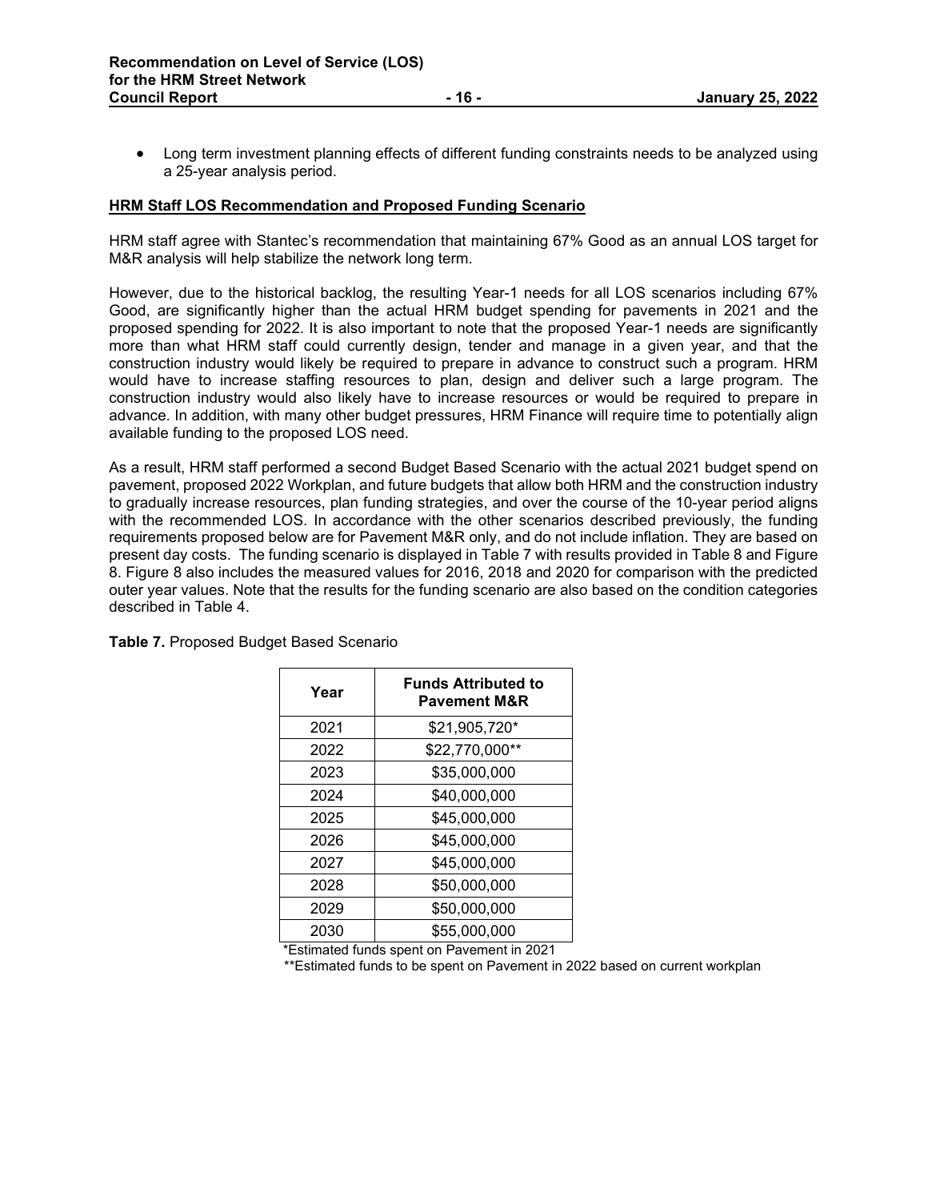- Long term investment planning effects of different funding constraints needs to be analyzed using a 25-year analysis period.

**HRM Staff LOS Recommendation and Proposed Funding Scenario**

HRM staff agree with Stantec's recommendation that maintaining 67% Good as an annual LOS target for M&R analysis will help stabilize the network long term.

However, due to the historical backlog, the resulting Year-1 needs for all LOS scenarios including 67% Good, are significantly higher than the actual HRM budget spending for pavements in 2021 and the proposed spending for 2022. It is also important to note that the proposed Year-1 needs are significantly more than what HRM staff could currently design, tender and manage in a given year, and that the construction industry would likely be required to prepare in advance to construct such a program. HRM would have to increase staffing resources to plan, design and deliver such a large program. The construction industry would also likely have to increase resources or would be required to prepare in advance. In addition, with many other budget pressures, HRM Finance will require time to potentially align available funding to the proposed LOS need.

As a result, HRM staff performed a second Budget Based Scenario with the actual 2021 budget spend on pavement, proposed 2022 Workplan, and future budgets that allow both HRM and the construction industry to gradually increase resources, plan funding strategies, and over the course of the 10-year period aligns with the recommended LOS. In accordance with the other scenarios described previously, the funding requirements proposed below are for Pavement M&R only, and do not include inflation. They are based on present day costs. The funding scenario is displayed in Table 7 with results provided in Table 8 and Figure 8. Figure 8 also includes the measured values for 2016, 2018 and 2020 for comparison with the predicted outer year values. Note that the results for the funding scenario are also based on the condition categories described in Table 4.

**Table 7.** Proposed Budget Based Scenario

| Year | Funds Attributed to Pavement M&R |
|---|---|
| 2021 | $21,905,720* |
| 2022 | $22,770,000** |
| 2023 | $35,000,000 |
| 2024 | $40,000,000 |
| 2025 | $45,000,000 |
| 2026 | $45,000,000 |
| 2027 | $45,000,000 |
| 2028 | $50,000,000 |
| 2029 | $50,000,000 |
| 2030 | $55,000,000 |

*Estimated funds spent on Pavement in 2021

**Estimated funds to be spent on Pavement in 2022 based on current workplan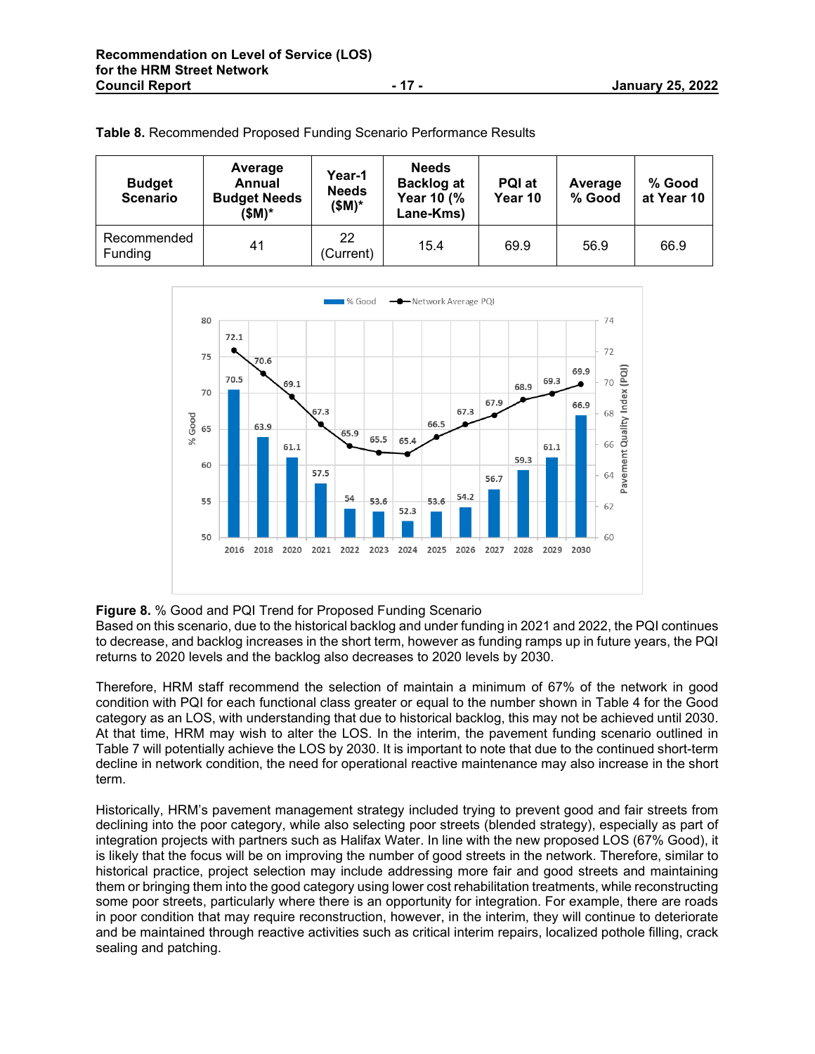**Table 8.** Recommended Proposed Funding Scenario Performance Results

| Budget Scenario | Average Annual Budget Needs ($M)* | Year-1 Needs ($M)* | Needs Backlog at Year 10 (% Lane-Kms) | PQI at Year 10 | Average % Good | % Good at Year 10 |
|---|---|---|---|---|---|---|
| Recommended Funding | 41 | 22 (Current) | 15.4 | 69.9 | 56.9 | 66.9 |

**Figure 8.** % Good and PQI Trend for Proposed Funding Scenario

Based on this scenario, due to the historical backlog and under funding in 2021 and 2022, the PQI continues to decrease, and backlog increases in the short term, however as funding ramps up in future years, the PQI returns to 2020 levels and the backlog also decreases to 2020 levels by 2030.

Therefore, HRM staff recommend the selection of maintain a minimum of 67% of the network in good condition with PQI for each functional class greater or equal to the number shown in Table 4 for the Good category as an LOS, with understanding that due to historical backlog, this may not be achieved until 2030. At that time, HRM may wish to alter the LOS. In the interim, the pavement funding scenario outlined in Table 7 will potentially achieve the LOS by 2030. It is important to note that due to the continued short-term decline in network condition, the need for operational reactive maintenance may also increase in the short term.

Historically, HRM's pavement management strategy included trying to prevent good and fair streets from declining into the poor category, while also selecting poor streets (blended strategy), especially as part of integration projects with partners such as Halifax Water. In line with the new proposed LOS (67% Good), it is likely that the focus will be on improving the number of good streets in the network. Therefore, similar to historical practice, project selection may include addressing more fair and good streets and maintaining them or bringing them into the good category using lower cost rehabilitation treatments, while reconstructing some poor streets, particularly where there is an opportunity for integration. For example, there are roads in poor condition that may require reconstruction, however, in the interim, they will continue to deteriorate and be maintained through reactive activities such as critical interim repairs, localized pothole filling, crack sealing and patching.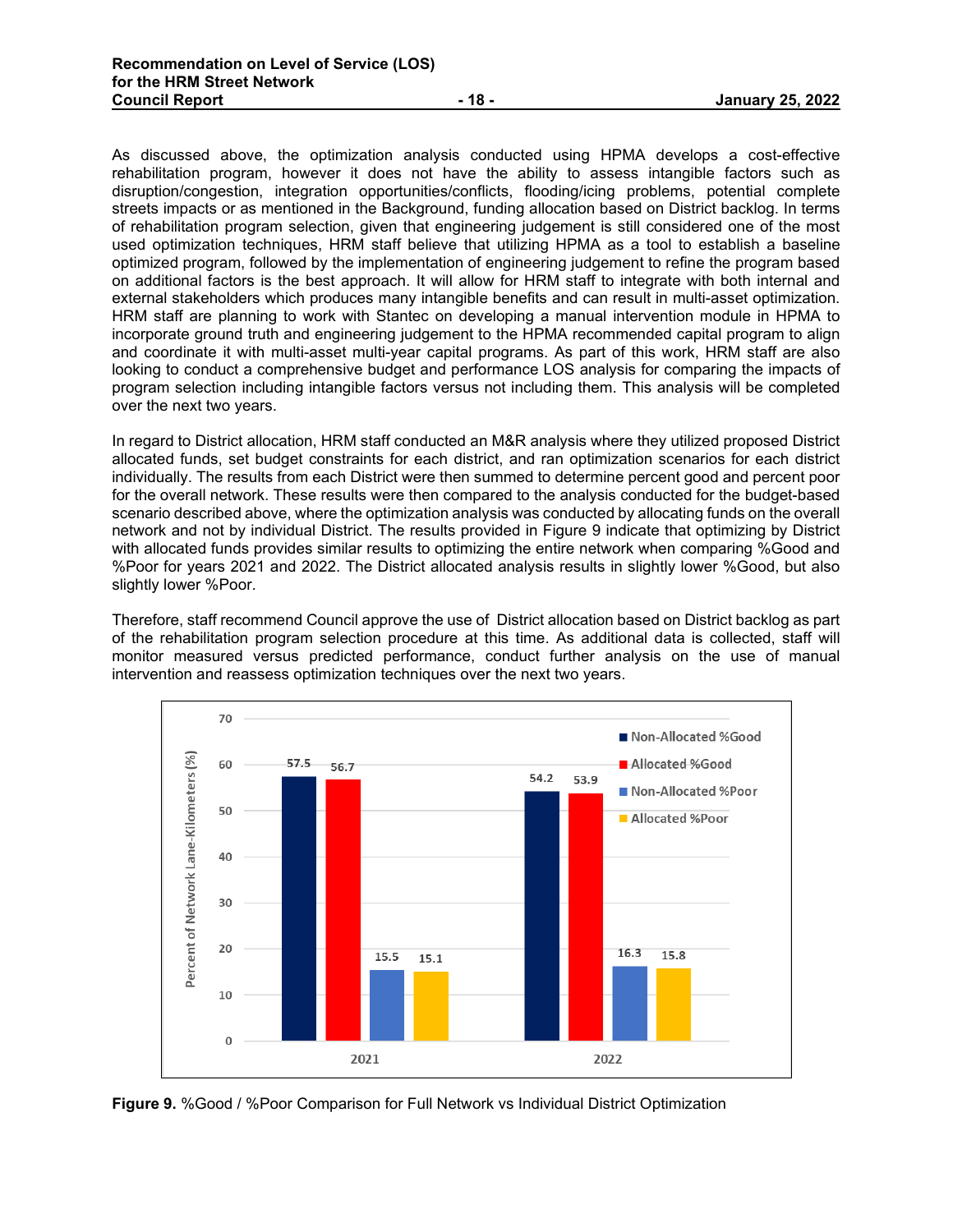As discussed above, the optimization analysis conducted using HPMA develops a cost-effective rehabilitation program, however it does not have the ability to assess intangible factors such as disruption/congestion, integration opportunities/conflicts, flooding/icing problems, potential complete streets impacts or as mentioned in the Background, funding allocation based on District backlog. In terms of rehabilitation program selection, given that engineering judgement is still considered one of the most used optimization techniques, HRM staff believe that utilizing HPMA as a tool to establish a baseline optimized program, followed by the implementation of engineering judgement to refine the program based on additional factors is the best approach. It will allow for HRM staff to integrate with both internal and external stakeholders which produces many intangible benefits and can result in multi-asset optimization. HRM staff are planning to work with Stantec on developing a manual intervention module in HPMA to incorporate ground truth and engineering judgement to the HPMA recommended capital program to align and coordinate it with multi-asset multi-year capital programs. As part of this work, HRM staff are also looking to conduct a comprehensive budget and performance LOS analysis for comparing the impacts of program selection including intangible factors versus not including them. This analysis will be completed over the next two years.

In regard to District allocation, HRM staff conducted an M&R analysis where they utilized proposed District allocated funds, set budget constraints for each district, and ran optimization scenarios for each district individually. The results from each District were then summed to determine percent good and percent poor for the overall network. These results were then compared to the analysis conducted for the budget-based scenario described above, where the optimization analysis was conducted by allocating funds on the overall network and not by individual District. The results provided in Figure 9 indicate that optimizing by District with allocated funds provides similar results to optimizing the entire network when comparing %Good and %Poor for years 2021 and 2022. The District allocated analysis results in slightly lower %Good, but also slightly lower %Poor.

Therefore, staff recommend Council approve the use of District allocation based on District backlog as part of the rehabilitation program selection procedure at this time. As additional data is collected, staff will monitor measured versus predicted performance, conduct further analysis on the use of manual intervention and reassess optimization techniques over the next two years.

| Year | Non-Allocated %Good | Allocated %Good | Non-Allocated %Poor | Allocated %Poor |
|---|---|---|---|---|
| 2021 | 57.5 | 56.7 | 15.5 | 15.1 |
| 2022 | 54.2 | 53.9 | 16.3 | 15.8 |

Y-axis: Percent of Network Lane-Kilometers (%)

**Figure 9.** %Good / %Poor Comparison for Full Network vs Individual District Optimization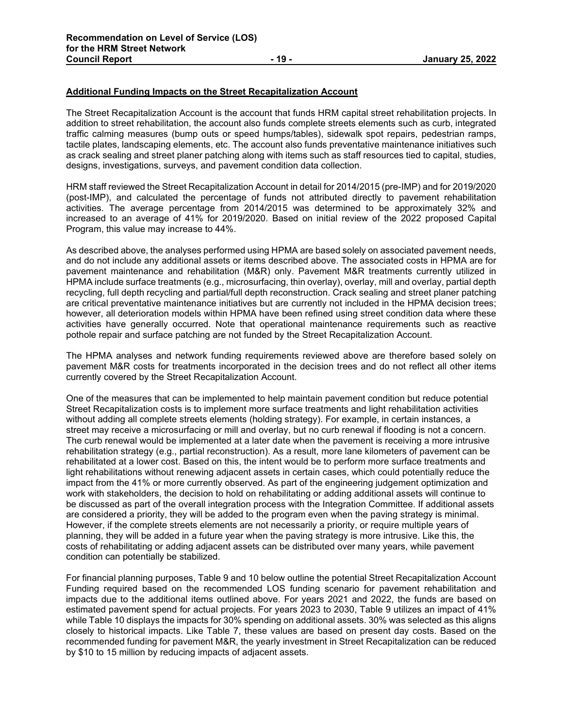**Additional Funding Impacts on the Street Recapitalization Account**

The Street Recapitalization Account is the account that funds HRM capital street rehabilitation projects. In addition to street rehabilitation, the account also funds complete streets elements such as curb, integrated traffic calming measures (bump outs or speed humps/tables), sidewalk spot repairs, pedestrian ramps, tactile plates, landscaping elements, etc. The account also funds preventative maintenance initiatives such as crack sealing and street planer patching along with items such as staff resources tied to capital, studies, designs, investigations, surveys, and pavement condition data collection.

HRM staff reviewed the Street Recapitalization Account in detail for 2014/2015 (pre-IMP) and for 2019/2020 (post-IMP), and calculated the percentage of funds not attributed directly to pavement rehabilitation activities. The average percentage from 2014/2015 was determined to be approximately 32% and increased to an average of 41% for 2019/2020. Based on initial review of the 2022 proposed Capital Program, this value may increase to 44%.

As described above, the analyses performed using HPMA are based solely on associated pavement needs, and do not include any additional assets or items described above. The associated costs in HPMA are for pavement maintenance and rehabilitation (M&R) only. Pavement M&R treatments currently utilized in HPMA include surface treatments (e.g., microsurfacing, thin overlay), overlay, mill and overlay, partial depth recycling, full depth recycling and partial/full depth reconstruction. Crack sealing and street planer patching are critical preventative maintenance initiatives but are currently not included in the HPMA decision trees; however, all deterioration models within HPMA have been refined using street condition data where these activities have generally occurred. Note that operational maintenance requirements such as reactive pothole repair and surface patching are not funded by the Street Recapitalization Account.

The HPMA analyses and network funding requirements reviewed above are therefore based solely on pavement M&R costs for treatments incorporated in the decision trees and do not reflect all other items currently covered by the Street Recapitalization Account.

One of the measures that can be implemented to help maintain pavement condition but reduce potential Street Recapitalization costs is to implement more surface treatments and light rehabilitation activities without adding all complete streets elements (holding strategy). For example, in certain instances, a street may receive a microsurfacing or mill and overlay, but no curb renewal if flooding is not a concern. The curb renewal would be implemented at a later date when the pavement is receiving a more intrusive rehabilitation strategy (e.g., partial reconstruction). As a result, more lane kilometers of pavement can be rehabilitated at a lower cost. Based on this, the intent would be to perform more surface treatments and light rehabilitations without renewing adjacent assets in certain cases, which could potentially reduce the impact from the 41% or more currently observed. As part of the engineering judgement optimization and work with stakeholders, the decision to hold on rehabilitating or adding additional assets will continue to be discussed as part of the overall integration process with the Integration Committee. If additional assets are considered a priority, they will be added to the program even when the paving strategy is minimal. However, if the complete streets elements are not necessarily a priority, or require multiple years of planning, they will be added in a future year when the paving strategy is more intrusive. Like this, the costs of rehabilitating or adding adjacent assets can be distributed over many years, while pavement condition can potentially be stabilized.

For financial planning purposes, Table 9 and 10 below outline the potential Street Recapitalization Account Funding required based on the recommended LOS funding scenario for pavement rehabilitation and impacts due to the additional items outlined above. For years 2021 and 2022, the funds are based on estimated pavement spend for actual projects. For years 2023 to 2030, Table 9 utilizes an impact of 41% while Table 10 displays the impacts for 30% spending on additional assets. 30% was selected as this aligns closely to historical impacts. Like Table 7, these values are based on present day costs. Based on the recommended funding for pavement M&R, the yearly investment in Street Recapitalization can be reduced by $10 to 15 million by reducing impacts of adjacent assets.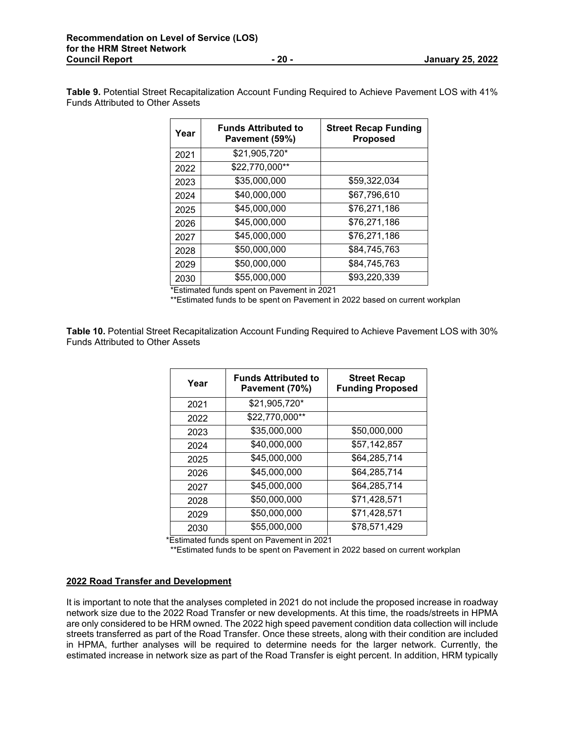**Table 9.** Potential Street Recapitalization Account Funding Required to Achieve Pavement LOS with 41% Funds Attributed to Other Assets

| Year | Funds Attributed to Pavement (59%) | Street Recap Funding Proposed |
|---|---|---|
| 2021 | $21,905,720* | |
| 2022 | $22,770,000** | |
| 2023 | $35,000,000 | $59,322,034 |
| 2024 | $40,000,000 | $67,796,610 |
| 2025 | $45,000,000 | $76,271,186 |
| 2026 | $45,000,000 | $76,271,186 |
| 2027 | $45,000,000 | $76,271,186 |
| 2028 | $50,000,000 | $84,745,763 |
| 2029 | $50,000,000 | $84,745,763 |
| 2030 | $55,000,000 | $93,220,339 |

*Estimated funds spent on Pavement in 2021

**Estimated funds to be spent on Pavement in 2022 based on current workplan

**Table 10.** Potential Street Recapitalization Account Funding Required to Achieve Pavement LOS with 30% Funds Attributed to Other Assets

| Year | Funds Attributed to Pavement (70%) | Street Recap Funding Proposed |
|---|---|---|
| 2021 | $21,905,720* | |
| 2022 | $22,770,000** | |
| 2023 | $35,000,000 | $50,000,000 |
| 2024 | $40,000,000 | $57,142,857 |
| 2025 | $45,000,000 | $64,285,714 |
| 2026 | $45,000,000 | $64,285,714 |
| 2027 | $45,000,000 | $64,285,714 |
| 2028 | $50,000,000 | $71,428,571 |
| 2029 | $50,000,000 | $71,428,571 |
| 2030 | $55,000,000 | $78,571,429 |

*Estimated funds spent on Pavement in 2021

**Estimated funds to be spent on Pavement in 2022 based on current workplan

**2022 Road Transfer and Development**

It is important to note that the analyses completed in 2021 do not include the proposed increase in roadway network size due to the 2022 Road Transfer or new developments. At this time, the roads/streets in HPMA are only considered to be HRM owned. The 2022 high speed pavement condition data collection will include streets transferred as part of the Road Transfer. Once these streets, along with their condition are included in HPMA, further analyses will be required to determine needs for the larger network. Currently, the estimated increase in network size as part of the Road Transfer is eight percent. In addition, HRM typically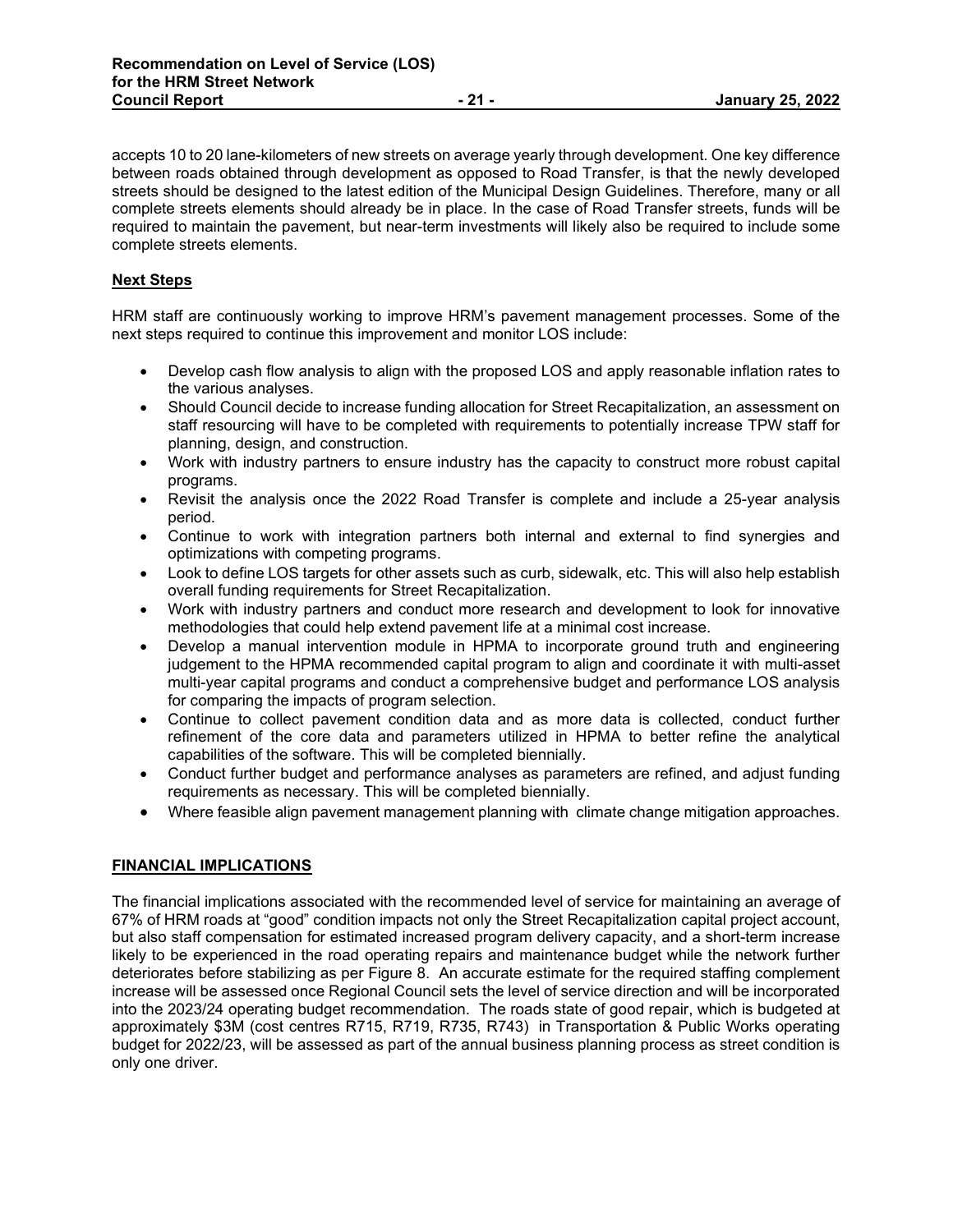accepts 10 to 20 lane-kilometers of new streets on average yearly through development. One key difference between roads obtained through development as opposed to Road Transfer, is that the newly developed streets should be designed to the latest edition of the Municipal Design Guidelines. Therefore, many or all complete streets elements should already be in place. In the case of Road Transfer streets, funds will be required to maintain the pavement, but near-term investments will likely also be required to include some complete streets elements.

## Next Steps

HRM staff are continuously working to improve HRM's pavement management processes. Some of the next steps required to continue this improvement and monitor LOS include:

- Develop cash flow analysis to align with the proposed LOS and apply reasonable inflation rates to the various analyses.
- Should Council decide to increase funding allocation for Street Recapitalization, an assessment on staff resourcing will have to be completed with requirements to potentially increase TPW staff for planning, design, and construction.
- Work with industry partners to ensure industry has the capacity to construct more robust capital programs.
- Revisit the analysis once the 2022 Road Transfer is complete and include a 25-year analysis period.
- Continue to work with integration partners both internal and external to find synergies and optimizations with competing programs.
- Look to define LOS targets for other assets such as curb, sidewalk, etc. This will also help establish overall funding requirements for Street Recapitalization.
- Work with industry partners and conduct more research and development to look for innovative methodologies that could help extend pavement life at a minimal cost increase.
- Develop a manual intervention module in HPMA to incorporate ground truth and engineering judgement to the HPMA recommended capital program to align and coordinate it with multi-asset multi-year capital programs and conduct a comprehensive budget and performance LOS analysis for comparing the impacts of program selection.
- Continue to collect pavement condition data and as more data is collected, conduct further refinement of the core data and parameters utilized in HPMA to better refine the analytical capabilities of the software. This will be completed biennially.
- Conduct further budget and performance analyses as parameters are refined, and adjust funding requirements as necessary. This will be completed biennially.
- Where feasible align pavement management planning with climate change mitigation approaches.

## FINANCIAL IMPLICATIONS

The financial implications associated with the recommended level of service for maintaining an average of 67% of HRM roads at "good" condition impacts not only the Street Recapitalization capital project account, but also staff compensation for estimated increased program delivery capacity, and a short-term increase likely to be experienced in the road operating repairs and maintenance budget while the network further deteriorates before stabilizing as per Figure 8. An accurate estimate for the required staffing complement increase will be assessed once Regional Council sets the level of service direction and will be incorporated into the 2023/24 operating budget recommendation. The roads state of good repair, which is budgeted at approximately $3M (cost centres R715, R719, R735, R743) in Transportation & Public Works operating budget for 2022/23, will be assessed as part of the annual business planning process as street condition is only one driver.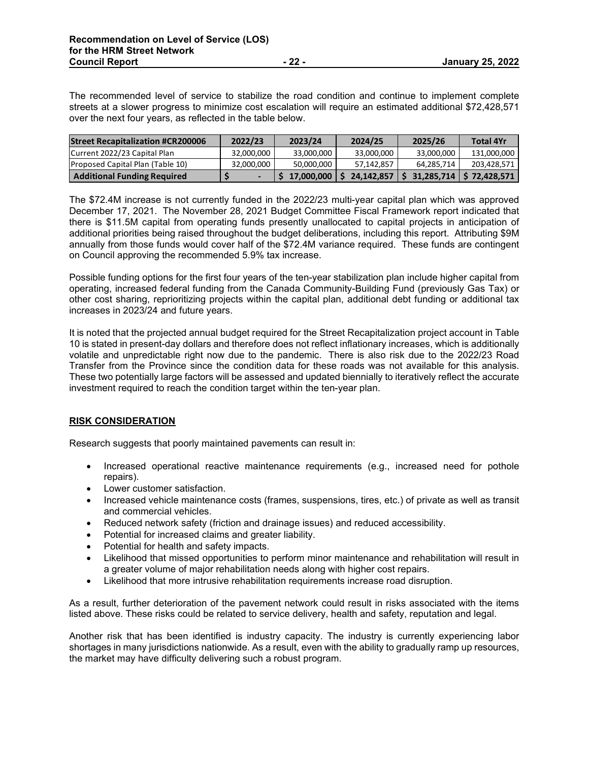The recommended level of service to stabilize the road condition and continue to implement complete streets at a slower progress to minimize cost escalation will require an estimated additional $72,428,571 over the next four years, as reflected in the table below.

| Street Recapitalization #CR200006 | 2022/23 | 2023/24 | 2024/25 | 2025/26 | Total 4Yr |
|---|---|---|---|---|---|
| Current 2022/23 Capital Plan | 32,000,000 | 33,000,000 | 33,000,000 | 33,000,000 | 131,000,000 |
| Proposed Capital Plan (Table 10) | 32,000,000 | 50,000,000 | 57,142,857 | 64,285,714 | 203,428,571 |
| **Additional Funding Required** | **$ -** | **$ 17,000,000** | **$ 24,142,857** | **$ 31,285,714** | **$ 72,428,571** |

The $72.4M increase is not currently funded in the 2022/23 multi-year capital plan which was approved December 17, 2021. The November 28, 2021 Budget Committee Fiscal Framework report indicated that there is $11.5M capital from operating funds presently unallocated to capital projects in anticipation of additional priorities being raised throughout the budget deliberations, including this report. Attributing $9M annually from those funds would cover half of the $72.4M variance required. These funds are contingent on Council approving the recommended 5.9% tax increase.

Possible funding options for the first four years of the ten-year stabilization plan include higher capital from operating, increased federal funding from the Canada Community-Building Fund (previously Gas Tax) or other cost sharing, reprioritizing projects within the capital plan, additional debt funding or additional tax increases in 2023/24 and future years.

It is noted that the projected annual budget required for the Street Recapitalization project account in Table 10 is stated in present-day dollars and therefore does not reflect inflationary increases, which is additionally volatile and unpredictable right now due to the pandemic. There is also risk due to the 2022/23 Road Transfer from the Province since the condition data for these roads was not available for this analysis. These two potentially large factors will be assessed and updated biennially to iteratively reflect the accurate investment required to reach the condition target within the ten-year plan.

## RISK CONSIDERATION

Research suggests that poorly maintained pavements can result in:

- Increased operational reactive maintenance requirements (e.g., increased need for pothole repairs).
- Lower customer satisfaction.
- Increased vehicle maintenance costs (frames, suspensions, tires, etc.) of private as well as transit and commercial vehicles.
- Reduced network safety (friction and drainage issues) and reduced accessibility.
- Potential for increased claims and greater liability.
- Potential for health and safety impacts.
- Likelihood that missed opportunities to perform minor maintenance and rehabilitation will result in a greater volume of major rehabilitation needs along with higher cost repairs.
- Likelihood that more intrusive rehabilitation requirements increase road disruption.

As a result, further deterioration of the pavement network could result in risks associated with the items listed above. These risks could be related to service delivery, health and safety, reputation and legal.

Another risk that has been identified is industry capacity. The industry is currently experiencing labor shortages in many jurisdictions nationwide. As a result, even with the ability to gradually ramp up resources, the market may have difficulty delivering such a robust program.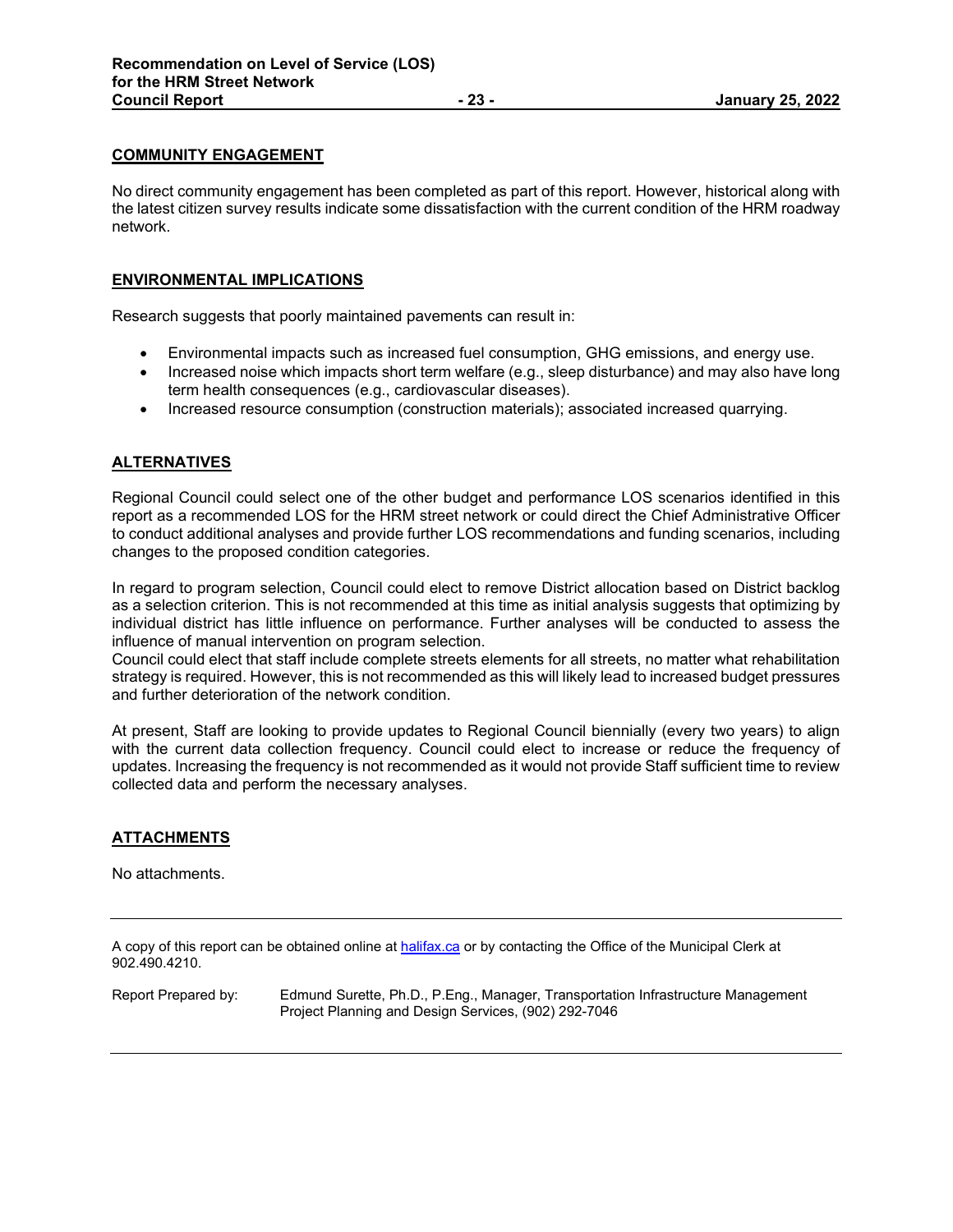## COMMUNITY ENGAGEMENT

No direct community engagement has been completed as part of this report. However, historical along with the latest citizen survey results indicate some dissatisfaction with the current condition of the HRM roadway network.

## ENVIRONMENTAL IMPLICATIONS

Research suggests that poorly maintained pavements can result in:

- Environmental impacts such as increased fuel consumption, GHG emissions, and energy use.
- Increased noise which impacts short term welfare (e.g., sleep disturbance) and may also have long term health consequences (e.g., cardiovascular diseases).
- Increased resource consumption (construction materials); associated increased quarrying.

## ALTERNATIVES

Regional Council could select one of the other budget and performance LOS scenarios identified in this report as a recommended LOS for the HRM street network or could direct the Chief Administrative Officer to conduct additional analyses and provide further LOS recommendations and funding scenarios, including changes to the proposed condition categories.

In regard to program selection, Council could elect to remove District allocation based on District backlog as a selection criterion. This is not recommended at this time as initial analysis suggests that optimizing by individual district has little influence on performance. Further analyses will be conducted to assess the influence of manual intervention on program selection.

Council could elect that staff include complete streets elements for all streets, no matter what rehabilitation strategy is required. However, this is not recommended as this will likely lead to increased budget pressures and further deterioration of the network condition.

At present, Staff are looking to provide updates to Regional Council biennially (every two years) to align with the current data collection frequency. Council could elect to increase or reduce the frequency of updates. Increasing the frequency is not recommended as it would not provide Staff sufficient time to review collected data and perform the necessary analyses.

## ATTACHMENTS

No attachments.

---

A copy of this report can be obtained online at halifax.ca or by contacting the Office of the Municipal Clerk at 902.490.4210.

Report Prepared by: Edmund Surette, Ph.D., P.Eng., Manager, Transportation Infrastructure Management Project Planning and Design Services, (902) 292-7046